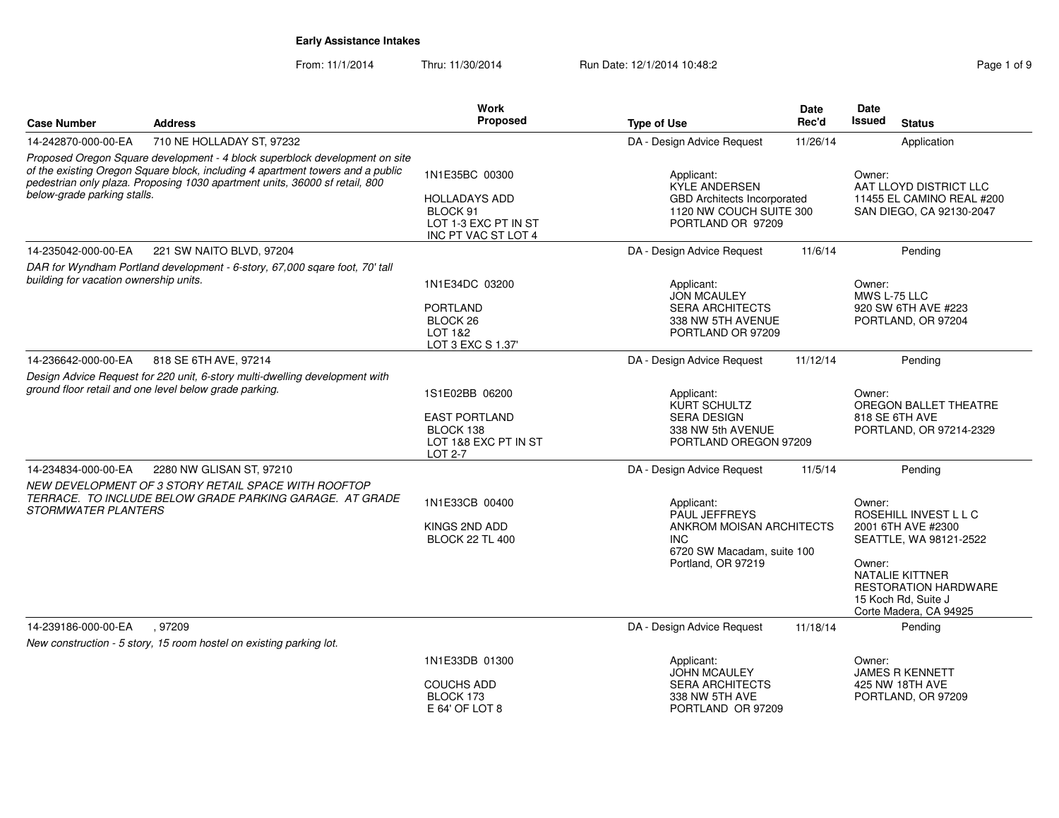# Early Assistance Intakes

From: 11/1/2014 Thru: 11/30/2014 Run Date: 12/1/2014 10:48:2

| Case Number | Address | Work Proposed | Type of Use | Date Rec'd | Date Issued | Status |
|---|---|---|---|---|---|---|
| 14-242870-000-00-EA | 710 NE HOLLADAY ST, 97232 | | DA - Design Advice Request | 11/26/14 | | Application |
| *Proposed Oregon Square development - 4 block superblock development on site of the existing Oregon Square block, including 4 apartment towers and a public pedestrian only plaza. Proposing 1030 apartment units, 36000 sf retail, 800 below-grade parking stalls.* | | 1N1E35BC 00300<br>HOLLADAYS ADD<br>BLOCK 91<br>LOT 1-3 EXC PT IN ST<br>INC PT VAC ST LOT 4 | Applicant:<br>KYLE ANDERSEN<br>GBD Architects Incorporated<br>1120 NW COUCH SUITE 300<br>PORTLAND OR 97209 | | Owner:<br>AAT LLOYD DISTRICT LLC<br>11455 EL CAMINO REAL #200<br>SAN DIEGO, CA 92130-2047 | |
| 14-235042-000-00-EA | 221 SW NAITO BLVD, 97204 | | DA - Design Advice Request | 11/6/14 | | Pending |
| *DAR for Wyndham Portland development - 6-story, 67,000 sqare foot, 70' tall building for vacation ownership units.* | | 1N1E34DC 03200<br>PORTLAND<br>BLOCK 26<br>LOT 1&2<br>LOT 3 EXC S 1.37' | Applicant:<br>JON MCAULEY<br>SERA ARCHITECTS<br>338 NW 5TH AVENUE<br>PORTLAND OR 97209 | | Owner:<br>MWS L-75 LLC<br>920 SW 6TH AVE #223<br>PORTLAND, OR 97204 | |
| 14-236642-000-00-EA | 818 SE 6TH AVE, 97214 | | DA - Design Advice Request | 11/12/14 | | Pending |
| *Design Advice Request for 220 unit, 6-story multi-dwelling development with ground floor retail and one level below grade parking.* | | 1S1E02BB 06200<br>EAST PORTLAND<br>BLOCK 138<br>LOT 1&8 EXC PT IN ST<br>LOT 2-7 | Applicant:<br>KURT SCHULTZ<br>SERA DESIGN<br>338 NW 5th AVENUE<br>PORTLAND OREGON 97209 | | Owner:<br>OREGON BALLET THEATRE<br>818 SE 6TH AVE<br>PORTLAND, OR 97214-2329 | |
| 14-234834-000-00-EA | 2280 NW GLISAN ST, 97210 | | DA - Design Advice Request | 11/5/14 | | Pending |
| *NEW DEVELOPMENT OF 3 STORY RETAIL SPACE WITH ROOFTOP TERRACE. TO INCLUDE BELOW GRADE PARKING GARAGE. AT GRADE STORMWATER PLANTERS* | | 1N1E33CB 00400<br>KINGS 2ND ADD<br>BLOCK 22 TL 400 | Applicant:<br>PAUL JEFFREYS<br>ANKROM MOISAN ARCHITECTS INC<br>6720 SW Macadam, suite 100<br>Portland, OR 97219 | | Owner:<br>ROSEHILL INVEST L L C<br>2001 6TH AVE #2300<br>SEATTLE, WA 98121-2522<br><br>Owner:<br>NATALIE KITTNER<br>RESTORATION HARDWARE<br>15 Koch Rd, Suite J<br>Corte Madera, CA 94925 | |
| 14-239186-000-00-EA | , 97209 | | DA - Design Advice Request | 11/18/14 | | Pending |
| *New construction - 5 story, 15 room hostel on existing parking lot.* | | 1N1E33DB 01300<br>COUCHS ADD<br>BLOCK 173<br>E 64' OF LOT 8 | Applicant:<br>JOHN MCAULEY<br>SERA ARCHITECTS<br>338 NW 5TH AVE<br>PORTLAND OR 97209 | | Owner:<br>JAMES R KENNETT<br>425 NW 18TH AVE<br>PORTLAND, OR 97209 | |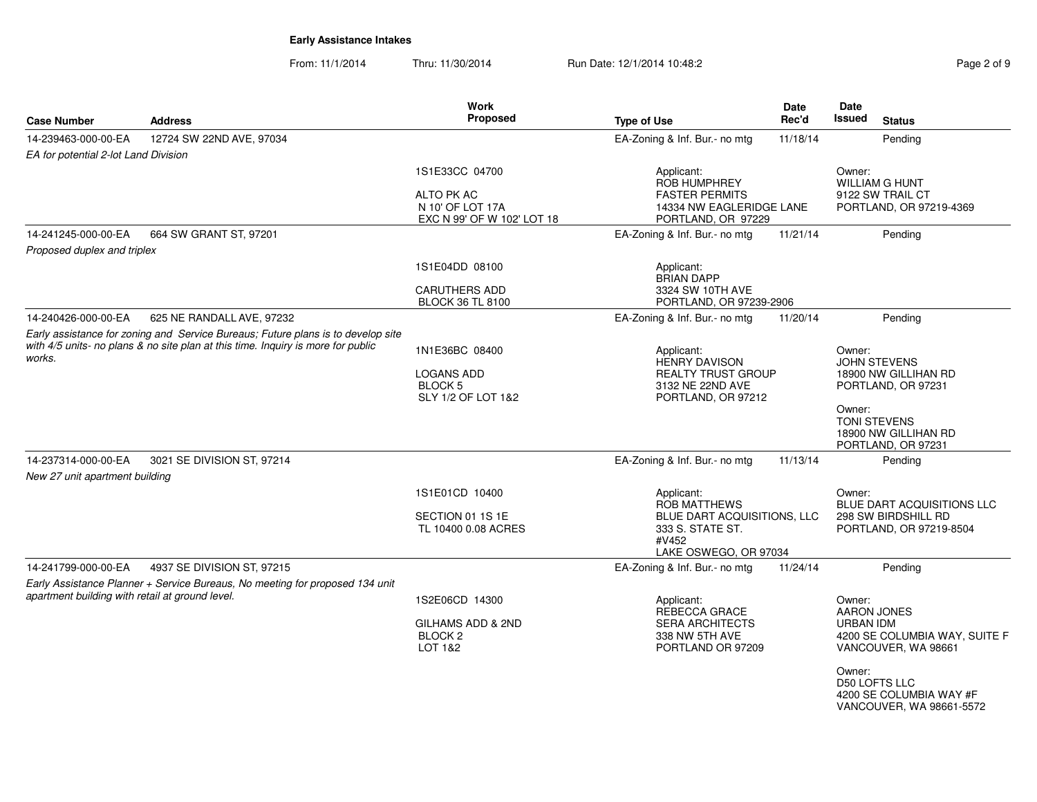**Early Assistance Intakes**

From: 11/1/2014 Thru: 11/30/2014 Run Date: 12/1/2014 10:48:2

| Case Number | Address | Work Proposed | Type of Use | Date Rec'd | Date Issued | Status |
|---|---|---|---|---|---|---|
| 14-239463-000-00-EA | 12724 SW 22ND AVE, 97034 | | EA-Zoning & Inf. Bur.- no mtg | 11/18/14 | | Pending |
| *EA for potential 2-lot Land Division* | | 1S1E33CC 04700<br>ALTO PK AC<br>N 10' OF LOT 17A<br>EXC N 99' OF W 102' LOT 18 | Applicant:<br>ROB HUMPHREY<br>FASTER PERMITS<br>14334 NW EAGLERIDGE LANE<br>PORTLAND, OR 97229 | | Owner:<br>WILLIAM G HUNT<br>9122 SW TRAIL CT<br>PORTLAND, OR 97219-4369 | |
| 14-241245-000-00-EA | 664 SW GRANT ST, 97201 | | EA-Zoning & Inf. Bur.- no mtg | 11/21/14 | | Pending |
| *Proposed duplex and triplex* | | 1S1E04DD 08100<br>CARUTHERS ADD<br>BLOCK 36 TL 8100 | Applicant:<br>BRIAN DAPP<br>3324 SW 10TH AVE<br>PORTLAND, OR 97239-2906 | | | |
| 14-240426-000-00-EA | 625 NE RANDALL AVE, 97232 | | EA-Zoning & Inf. Bur.- no mtg | 11/20/14 | | Pending |
| *Early assistance for zoning and Service Bureaus; Future plans is to develop site with 4/5 units- no plans & no site plan at this time. Inquiry is more for public works.* | | 1N1E36BC 08400<br>LOGANS ADD<br>BLOCK 5<br>SLY 1/2 OF LOT 1&2 | Applicant:<br>HENRY DAVISON<br>REALTY TRUST GROUP<br>3132 NE 22ND AVE<br>PORTLAND, OR 97212 | | Owner:<br>JOHN STEVENS<br>18900 NW GILLIHAN RD<br>PORTLAND, OR 97231<br>Owner:<br>TONI STEVENS<br>18900 NW GILLIHAN RD<br>PORTLAND, OR 97231 | |
| 14-237314-000-00-EA | 3021 SE DIVISION ST, 97214 | | EA-Zoning & Inf. Bur.- no mtg | 11/13/14 | | Pending |
| *New 27 unit apartment building* | | 1S1E01CD 10400<br>SECTION 01 1S 1E<br>TL 10400 0.08 ACRES | Applicant:<br>ROB MATTHEWS<br>BLUE DART ACQUISITIONS, LLC<br>333 S. STATE ST.<br>#V452<br>LAKE OSWEGO, OR 97034 | | Owner:<br>BLUE DART ACQUISITIONS LLC<br>298 SW BIRDSHILL RD<br>PORTLAND, OR 97219-8504 | |
| 14-241799-000-00-EA | 4937 SE DIVISION ST, 97215 | | EA-Zoning & Inf. Bur.- no mtg | 11/24/14 | | Pending |
| *Early Assistance Planner + Service Bureaus, No meeting for proposed 134 unit apartment building with retail at ground level.* | | 1S2E06CD 14300<br>GILHAMS ADD & 2ND<br>BLOCK 2<br>LOT 1&2 | Applicant:<br>REBECCA GRACE<br>SERA ARCHITECTS<br>338 NW 5TH AVE<br>PORTLAND OR 97209 | | Owner:<br>AARON JONES<br>URBAN IDM<br>4200 SE COLUMBIA WAY, SUITE F<br>VANCOUVER, WA 98661<br>Owner:<br>D50 LOFTS LLC<br>4200 SE COLUMBIA WAY #F<br>VANCOUVER, WA 98661-5572 | |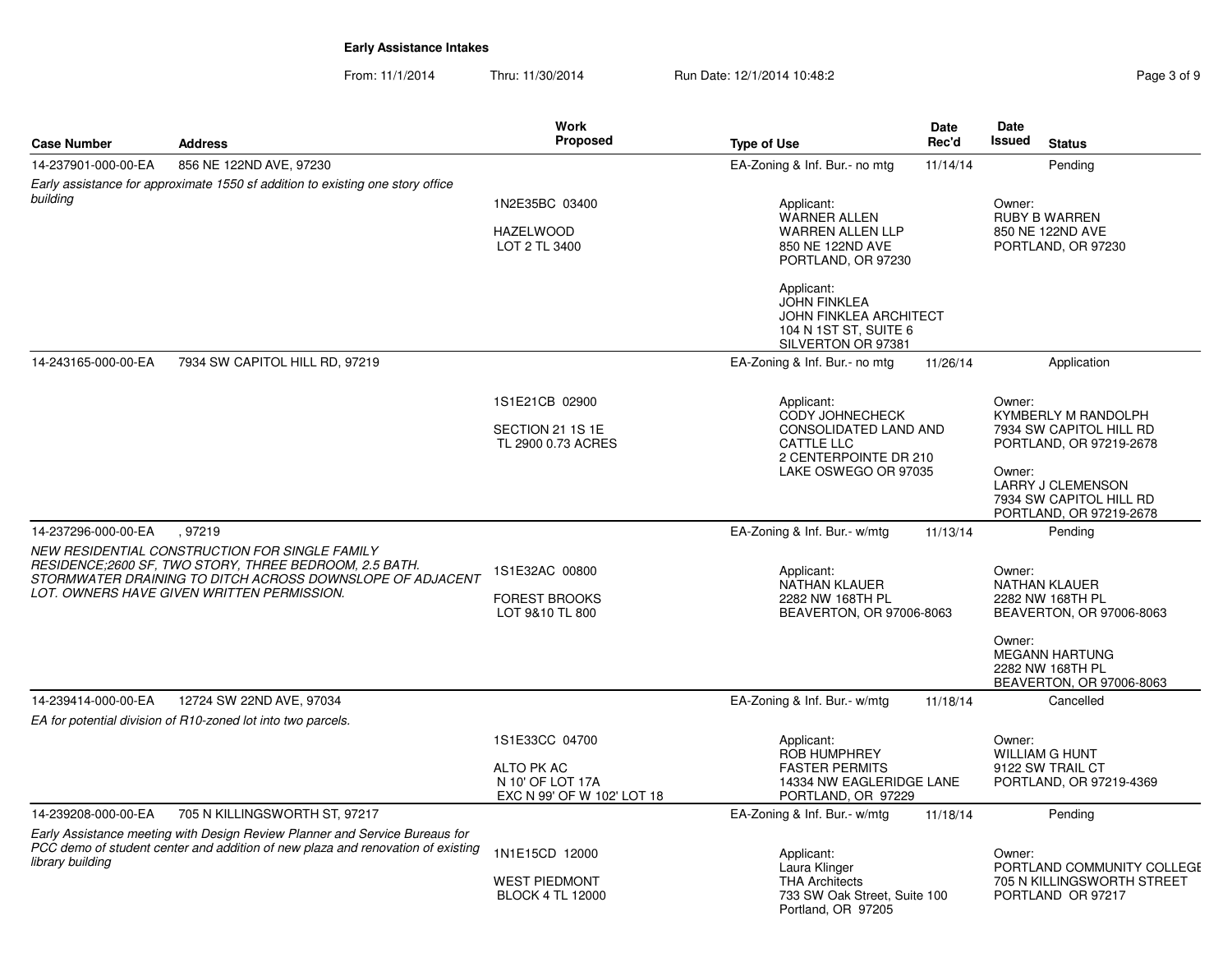**Early Assistance Intakes**

From: 11/1/2014 Thru: 11/30/2014 Run Date: 12/1/2014 10:48:2

| Case Number | Address | Work Proposed | Type of Use | Date Rec'd | Date Issued | Status |
|---|---|---|---|---|---|---|
| 14-237901-000-00-EA | 856 NE 122ND AVE, 97230 | | EA-Zoning & Inf. Bur.- no mtg | 11/14/14 | | Pending |
| *Early assistance for approximate 1550 sf addition to existing one story office building* | | 1N2E35BC 03400<br><br>HAZELWOOD<br>LOT 2 TL 3400 | Applicant:<br>WARNER ALLEN<br>WARREN ALLEN LLP<br>850 NE 122ND AVE<br>PORTLAND, OR 97230<br><br>Applicant:<br>JOHN FINKLEA<br>JOHN FINKLEA ARCHITECT<br>104 N 1ST ST, SUITE 6<br>SILVERTON OR 97381 | | Owner:<br>RUBY B WARREN<br>850 NE 122ND AVE<br>PORTLAND, OR 97230 | |
| 14-243165-000-00-EA | 7934 SW CAPITOL HILL RD, 97219 | | EA-Zoning & Inf. Bur.- no mtg | 11/26/14 | | Application |
| | | 1S1E21CB 02900<br><br>SECTION 21 1S 1E<br>TL 2900 0.73 ACRES | Applicant:<br>CODY JOHNECHECK<br>CONSOLIDATED LAND AND CATTLE LLC<br>2 CENTERPOINTE DR 210<br>LAKE OSWEGO OR 97035 | | Owner:<br>KYMBERLY M RANDOLPH<br>7934 SW CAPITOL HILL RD<br>PORTLAND, OR 97219-2678<br><br>Owner:<br>LARRY J CLEMENSON<br>7934 SW CAPITOL HILL RD<br>PORTLAND, OR 97219-2678 | |
| 14-237296-000-00-EA | , 97219 | | EA-Zoning & Inf. Bur.- w/mtg | 11/13/14 | | Pending |
| *NEW RESIDENTIAL CONSTRUCTION FOR SINGLE FAMILY RESIDENCE;2600 SF, TWO STORY, THREE BEDROOM, 2.5 BATH. STORMWATER DRAINING TO DITCH ACROSS DOWNSLOPE OF ADJACENT LOT. OWNERS HAVE GIVEN WRITTEN PERMISSION.* | | 1S1E32AC 00800<br><br>FOREST BROOKS<br>LOT 9&10 TL 800 | Applicant:<br>NATHAN KLAUER<br>2282 NW 168TH PL<br>BEAVERTON, OR 97006-8063 | | Owner:<br>NATHAN KLAUER<br>2282 NW 168TH PL<br>BEAVERTON, OR 97006-8063<br><br>Owner:<br>MEGANN HARTUNG<br>2282 NW 168TH PL<br>BEAVERTON, OR 97006-8063 | |
| 14-239414-000-00-EA | 12724 SW 22ND AVE, 97034 | | EA-Zoning & Inf. Bur.- w/mtg | 11/18/14 | | Cancelled |
| *EA for potential division of R10-zoned lot into two parcels.* | | 1S1E33CC 04700<br><br>ALTO PK AC<br>N 10' OF LOT 17A<br>EXC N 99' OF W 102' LOT 18 | Applicant:<br>ROB HUMPHREY<br>FASTER PERMITS<br>14334 NW EAGLERIDGE LANE<br>PORTLAND, OR 97229 | | Owner:<br>WILLIAM G HUNT<br>9122 SW TRAIL CT<br>PORTLAND, OR 97219-4369 | |
| 14-239208-000-00-EA | 705 N KILLINGSWORTH ST, 97217 | | EA-Zoning & Inf. Bur.- w/mtg | 11/18/14 | | Pending |
| *Early Assistance meeting with Design Review Planner and Service Bureaus for PCC demo of student center and addition of new plaza and renovation of existing library building* | | 1N1E15CD 12000<br><br>WEST PIEDMONT<br>BLOCK 4 TL 12000 | Applicant:<br>Laura Klinger<br>THA Architects<br>733 SW Oak Street, Suite 100<br>Portland, OR 97205 | | Owner:<br>PORTLAND COMMUNITY COLLEGE<br>705 N KILLINGSWORTH STREET<br>PORTLAND OR 97217 | |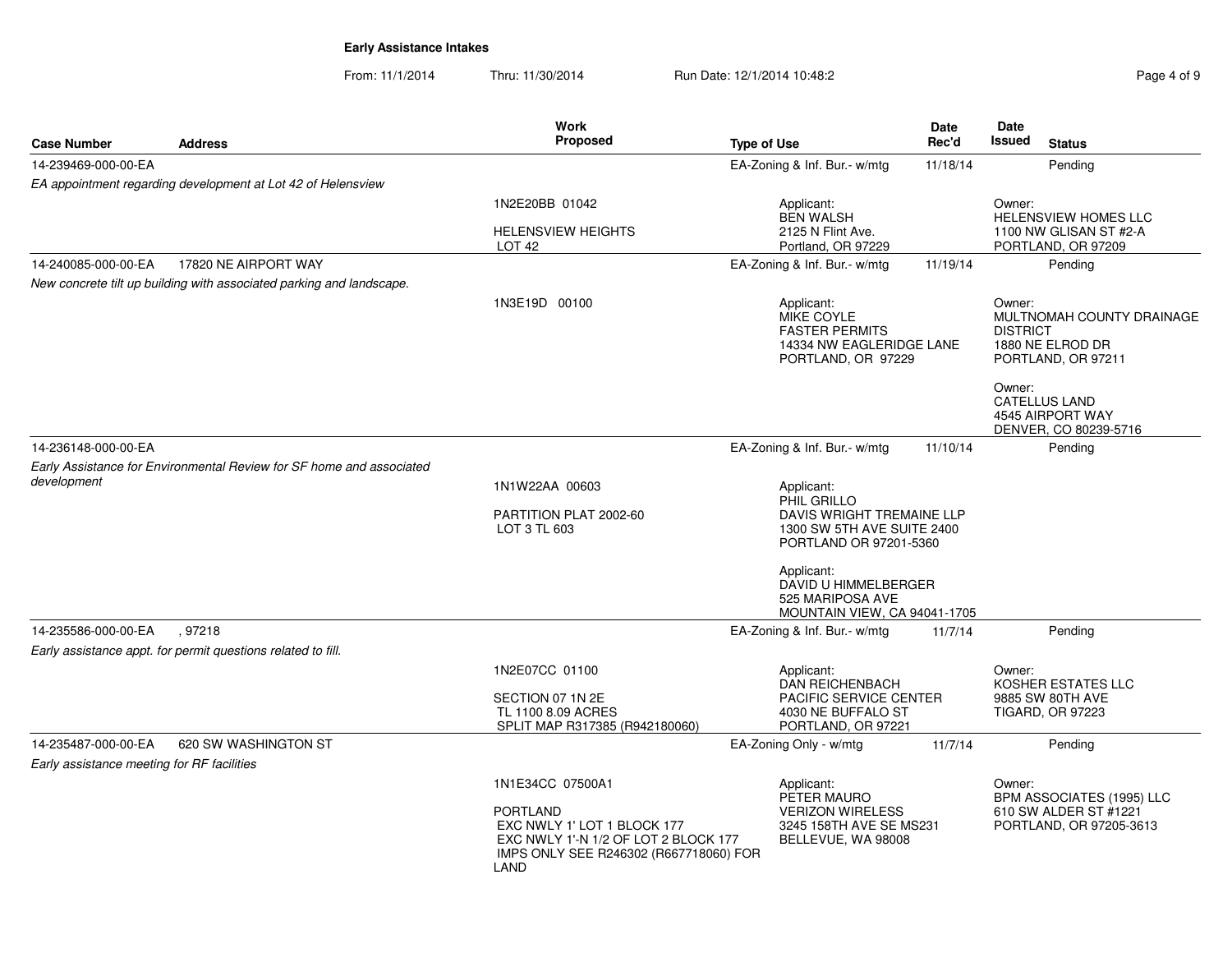**Early Assistance Intakes**

From: 11/1/2014 Thru: 11/30/2014 Run Date: 12/1/2014 10:48:2

| Case Number | Address | Work Proposed | Type of Use | Date Rec'd | Date Issued | Status |
|---|---|---|---|---|---|---|
| 14-239469-000-00-EA | | | EA-Zoning & Inf. Bur.- w/mtg | 11/18/14 | | Pending |
| *EA appointment regarding development at Lot 42 of Helensview* | | 1N2E20BB 01042<br><br>HELENSVIEW HEIGHTS<br>LOT 42 | Applicant:<br>BEN WALSH<br>2125 N Flint Ave.<br>Portland, OR 97229 | | Owner:<br>HELENSVIEW HOMES LLC<br>1100 NW GLISAN ST #2-A<br>PORTLAND, OR 97209 | |
| 14-240085-000-00-EA | 17820 NE AIRPORT WAY | | EA-Zoning & Inf. Bur.- w/mtg | 11/19/14 | | Pending |
| *New concrete tilt up building with associated parking and landscape.* | | 1N3E19D 00100 | Applicant:<br>MIKE COYLE<br>FASTER PERMITS<br>14334 NW EAGLERIDGE LANE<br>PORTLAND, OR 97229 | | Owner:<br>MULTNOMAH COUNTY DRAINAGE DISTRICT<br>1880 NE ELROD DR<br>PORTLAND, OR 97211<br><br>Owner:<br>CATELLUS LAND<br>4545 AIRPORT WAY<br>DENVER, CO 80239-5716 | |
| 14-236148-000-00-EA | | | EA-Zoning & Inf. Bur.- w/mtg | 11/10/14 | | Pending |
| *Early Assistance for Environmental Review for SF home and associated development* | | 1N1W22AA 00603<br><br>PARTITION PLAT 2002-60<br>LOT 3 TL 603 | Applicant:<br>PHIL GRILLO<br>DAVIS WRIGHT TREMAINE LLP<br>1300 SW 5TH AVE SUITE 2400<br>PORTLAND OR 97201-5360<br><br>Applicant:<br>DAVID U HIMMELBERGER<br>525 MARIPOSA AVE<br>MOUNTAIN VIEW, CA 94041-1705 | | | |
| 14-235586-000-00-EA | , 97218 | | EA-Zoning & Inf. Bur.- w/mtg | 11/7/14 | | Pending |
| *Early assistance appt. for permit questions related to fill.* | | 1N2E07CC 01100<br><br>SECTION 07 1N 2E<br>TL 1100 8.09 ACRES<br>SPLIT MAP R317385 (R942180060) | Applicant:<br>DAN REICHENBACH<br>PACIFIC SERVICE CENTER<br>4030 NE BUFFALO ST<br>PORTLAND, OR 97221 | | Owner:<br>KOSHER ESTATES LLC<br>9885 SW 80TH AVE<br>TIGARD, OR 97223 | |
| 14-235487-000-00-EA | 620 SW WASHINGTON ST | | EA-Zoning Only - w/mtg | 11/7/14 | | Pending |
| *Early assistance meeting for RF facilities* | | 1N1E34CC 07500A1<br><br>PORTLAND<br>EXC NWLY 1' LOT 1 BLOCK 177<br>EXC NWLY 1'-N 1/2 OF LOT 2 BLOCK 177<br>IMPS ONLY SEE R246302 (R667718060) FOR LAND | Applicant:<br>PETER MAURO<br>VERIZON WIRELESS<br>3245 158TH AVE SE MS231<br>BELLEVUE, WA 98008 | | Owner:<br>BPM ASSOCIATES (1995) LLC<br>610 SW ALDER ST #1221<br>PORTLAND, OR 97205-3613 | |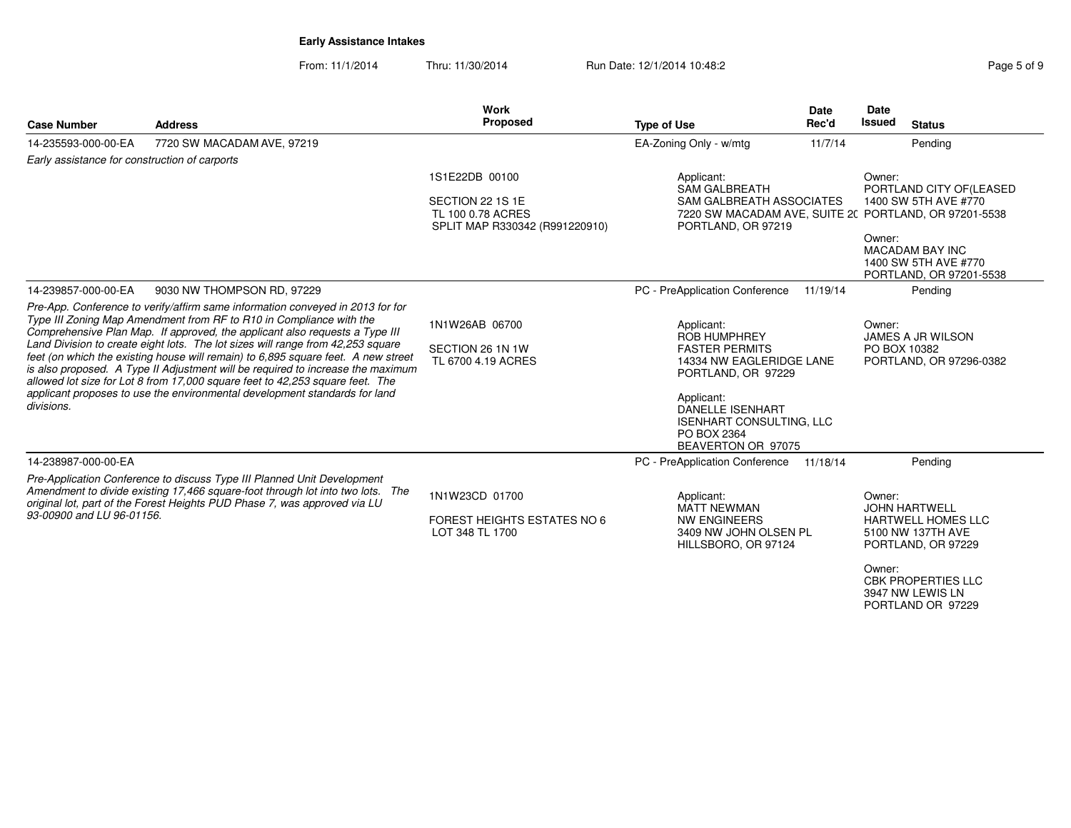**Early Assistance Intakes**

From: 11/1/2014 Thru: 11/30/2014 Run Date: 12/1/2014 10:48:2

| Case Number | Address | Work Proposed | Type of Use | Date Rec'd | Date Issued | Status |
|---|---|---|---|---|---|---|
| 14-235593-000-00-EA | 7720 SW MACADAM AVE, 97219 | | EA-Zoning Only - w/mtg | 11/7/14 | | Pending |
| *Early assistance for construction of carports* | | 1S1E22DB 00100<br>SECTION 22 1S 1E<br>TL 100 0.78 ACRES<br>SPLIT MAP R330342 (R991220910) | Applicant:<br>SAM GALBREATH<br>SAM GALBREATH ASSOCIATES<br>7220 SW MACADAM AVE, SUITE 20<br>PORTLAND, OR 97219 | | Owner:<br>PORTLAND CITY OF(LEASED<br>1400 SW 5TH AVE #770<br>PORTLAND, OR 97201-5538<br>Owner:<br>MACADAM BAY INC<br>1400 SW 5TH AVE #770<br>PORTLAND, OR 97201-5538 | |
| 14-239857-000-00-EA | 9030 NW THOMPSON RD, 97229 | | PC - PreApplication Conference | 11/19/14 | | Pending |
| *Pre-App. Conference to verify/affirm same information conveyed in 2013 for for Type III Zoning Map Amendment from RF to R10 in Compliance with the Comprehensive Plan Map. If approved, the applicant also requests a Type III Land Division to create eight lots. The lot sizes will range from 42,253 square feet (on which the existing house will remain) to 6,895 square feet. A new street is also proposed. A Type II Adjustment will be required to increase the maximum allowed lot size for Lot 8 from 17,000 square feet to 42,253 square feet. The applicant proposes to use the environmental development standards for land divisions.* | | 1N1W26AB 06700<br>SECTION 26 1N 1W<br>TL 6700 4.19 ACRES | Applicant:<br>ROB HUMPHREY<br>FASTER PERMITS<br>14334 NW EAGLERIDGE LANE<br>PORTLAND, OR 97229<br>Applicant:<br>DANELLE ISENHART<br>ISENHART CONSULTING, LLC<br>PO BOX 2364<br>BEAVERTON OR 97075 | | Owner:<br>JAMES A JR WILSON<br>PO BOX 10382<br>PORTLAND, OR 97296-0382 | |
| 14-238987-000-00-EA | | | PC - PreApplication Conference | 11/18/14 | | Pending |
| *Pre-Application Conference to discuss Type III Planned Unit Development Amendment to divide existing 17,466 square-foot through lot into two lots. The original lot, part of the Forest Heights PUD Phase 7, was approved via LU 93-00900 and LU 96-01156.* | | 1N1W23CD 01700<br>FOREST HEIGHTS ESTATES NO 6<br>LOT 348 TL 1700 | Applicant:<br>MATT NEWMAN<br>NW ENGINEERS<br>3409 NW JOHN OLSEN PL<br>HILLSBORO, OR 97124 | | Owner:<br>JOHN HARTWELL<br>HARTWELL HOMES LLC<br>5100 NW 137TH AVE<br>PORTLAND, OR 97229<br>Owner:<br>CBK PROPERTIES LLC<br>3947 NW LEWIS LN<br>PORTLAND OR 97229 | |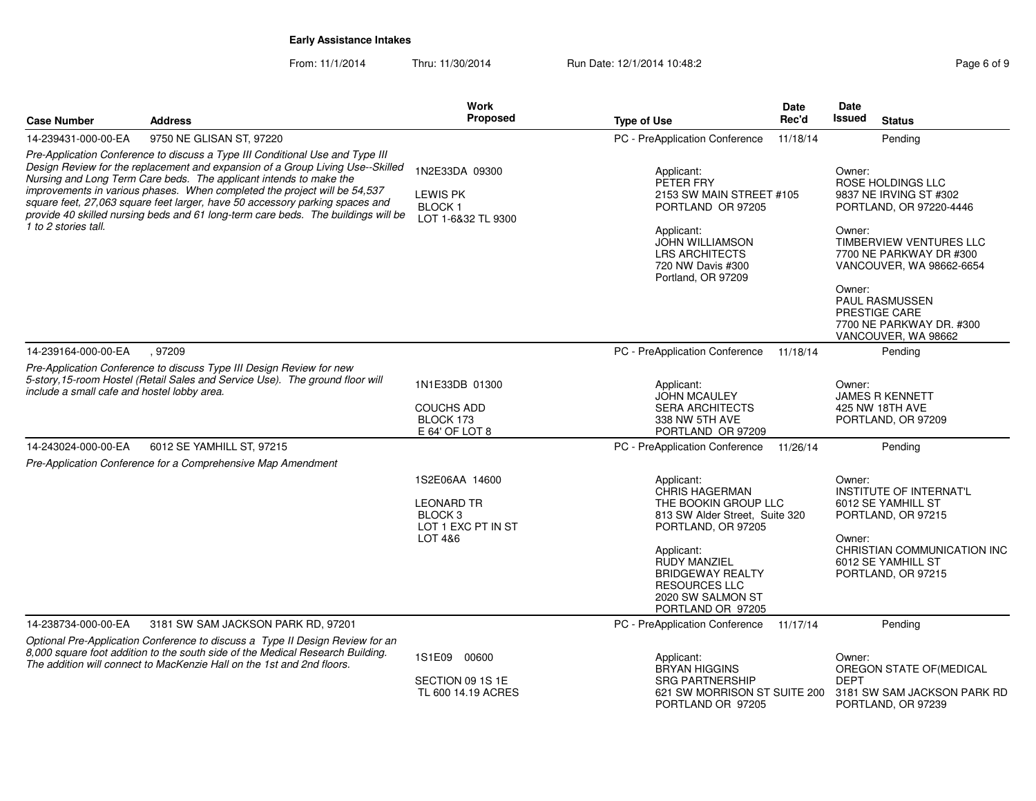**Early Assistance Intakes**

From: 11/1/2014 Thru: 11/30/2014 Run Date: 12/1/2014 10:48:2

| Case Number | Address | Work Proposed | Type of Use | Date Rec'd | Date Issued | Status |
|---|---|---|---|---|---|---|
| 14-239431-000-00-EA | 9750 NE GLISAN ST, 97220 | | PC - PreApplication Conference | 11/18/14 | | Pending |
| *Pre-Application Conference to discuss a Type III Conditional Use and Type III Design Review for the replacement and expansion of a Group Living Use--Skilled Nursing and Long Term Care beds. The applicant intends to make the improvements in various phases. When completed the project will be 54,537 square feet, 27,063 square feet larger, have 50 accessory parking spaces and provide 40 skilled nursing beds and 61 long-term care beds. The buildings will be 1 to 2 stories tall.* | | 1N2E33DA 09300<br>LEWIS PK<br>BLOCK 1<br>LOT 1-6&32 TL 9300 | Applicant:<br>PETER FRY<br>2153 SW MAIN STREET #105<br>PORTLAND OR 97205<br><br>Applicant:<br>JOHN WILLIAMSON<br>LRS ARCHITECTS<br>720 NW Davis #300<br>Portland, OR 97209 | | Owner:<br>ROSE HOLDINGS LLC<br>9837 NE IRVING ST #302<br>PORTLAND, OR 97220-4446<br><br>Owner:<br>TIMBERVIEW VENTURES LLC<br>7700 NE PARKWAY DR #300<br>VANCOUVER, WA 98662-6654<br><br>Owner:<br>PAUL RASMUSSEN<br>PRESTIGE CARE<br>7700 NE PARKWAY DR. #300<br>VANCOUVER, WA 98662 | |
| 14-239164-000-00-EA | , 97209 | | PC - PreApplication Conference | 11/18/14 | | Pending |
| *Pre-Application Conference to discuss Type III Design Review for new 5-story,15-room Hostel (Retail Sales and Service Use). The ground floor will include a small cafe and hostel lobby area.* | | 1N1E33DB 01300<br>COUCHS ADD<br>BLOCK 173<br>E 64' OF LOT 8 | Applicant:<br>JOHN MCAULEY<br>SERA ARCHITECTS<br>338 NW 5TH AVE<br>PORTLAND OR 97209 | | Owner:<br>JAMES R KENNETT<br>425 NW 18TH AVE<br>PORTLAND, OR 97209 | |
| 14-243024-000-00-EA | 6012 SE YAMHILL ST, 97215 | | PC - PreApplication Conference | 11/26/14 | | Pending |
| *Pre-Application Conference for a Comprehensive Map Amendment* | | 1S2E06AA 14600<br>LEONARD TR<br>BLOCK 3<br>LOT 1 EXC PT IN ST<br>LOT 4&6 | Applicant:<br>CHRIS HAGERMAN<br>THE BOOKIN GROUP LLC<br>813 SW Alder Street, Suite 320<br>PORTLAND, OR 97205<br><br>Applicant:<br>RUDY MANZIEL<br>BRIDGEWAY REALTY RESOURCES LLC<br>2020 SW SALMON ST<br>PORTLAND OR 97205 | | Owner:<br>INSTITUTE OF INTERNAT'L<br>6012 SE YAMHILL ST<br>PORTLAND, OR 97215<br><br>Owner:<br>CHRISTIAN COMMUNICATION INC<br>6012 SE YAMHILL ST<br>PORTLAND, OR 97215 | |
| 14-238734-000-00-EA | 3181 SW SAM JACKSON PARK RD, 97201 | | PC - PreApplication Conference | 11/17/14 | | Pending |
| *Optional Pre-Application Conference to discuss a Type II Design Review for an 8,000 square foot addition to the south side of the Medical Research Building. The addition will connect to MacKenzie Hall on the 1st and 2nd floors.* | | 1S1E09 00600<br>SECTION 09 1S 1E<br>TL 600 14.19 ACRES | Applicant:<br>BRYAN HIGGINS<br>SRG PARTNERSHIP<br>621 SW MORRISON ST SUITE 200<br>PORTLAND OR 97205 | | Owner:<br>OREGON STATE OF(MEDICAL DEPT<br>3181 SW SAM JACKSON PARK RD<br>PORTLAND, OR 97239 | |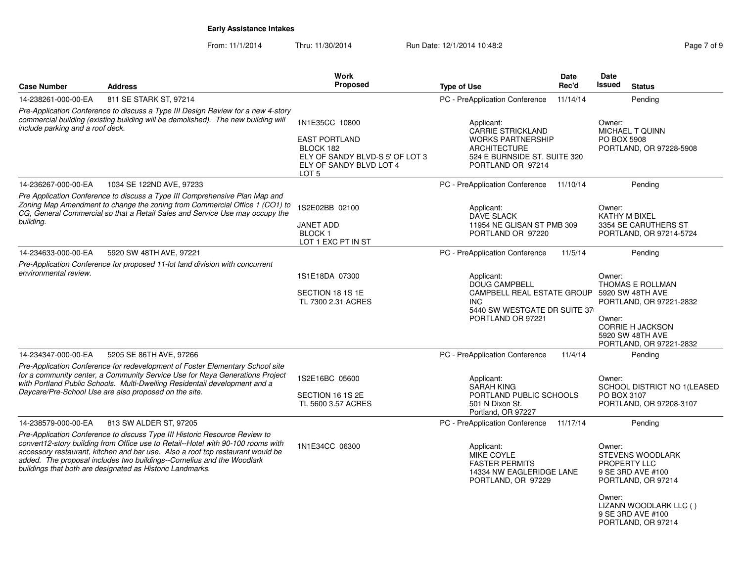## Early Assistance Intakes

From: 11/1/2014 Thru: 11/30/2014 Run Date: 12/1/2014 10:48:2

| Case Number | Address | Work Proposed | Type of Use | Date Rec'd | Date Issued | Status |
|---|---|---|---|---|---|---|
| 14-238261-000-00-EA | 811 SE STARK ST, 97214 | | PC - PreApplication Conference | 11/14/14 | | Pending |
| *Pre-Application Conference to discuss a Type III Design Review for a new 4-story commercial building (existing building will be demolished). The new building will include parking and a roof deck.* | | 1N1E35CC 10800<br><br>EAST PORTLAND<br>BLOCK 182<br>ELY OF SANDY BLVD-S 5' OF LOT 3<br>ELY OF SANDY BLVD LOT 4<br>LOT 5 | Applicant:<br>CARRIE STRICKLAND<br>WORKS PARTNERSHIP ARCHITECTURE<br>524 E BURNSIDE ST. SUITE 320<br>PORTLAND OR 97214 | | Owner:<br>MICHAEL T QUINN<br>PO BOX 5908<br>PORTLAND, OR 97228-5908 | |
| 14-236267-000-00-EA | 1034 SE 122ND AVE, 97233 | | PC - PreApplication Conference | 11/10/14 | | Pending |
| *Pre Application Conference to discuss a Type III Comprehensive Plan Map and Zoning Map Amendment to change the zoning from Commercial Office 1 (CO1) to CG, General Commercial so that a Retail Sales and Service Use may occupy the building.* | | 1S2E02BB 02100<br><br>JANET ADD<br>BLOCK 1<br>LOT 1 EXC PT IN ST | Applicant:<br>DAVE SLACK<br>11954 NE GLISAN ST PMB 309<br>PORTLAND OR 97220 | | Owner:<br>KATHY M BIXEL<br>3354 SE CARUTHERS ST<br>PORTLAND, OR 97214-5724 | |
| 14-234633-000-00-EA | 5920 SW 48TH AVE, 97221 | | PC - PreApplication Conference | 11/5/14 | | Pending |
| *Pre-Application Conference for proposed 11-lot land division with concurrent environmental review.* | | 1S1E18DA 07300<br><br>SECTION 18 1S 1E<br>TL 7300 2.31 ACRES | Applicant:<br>DOUG CAMPBELL<br>CAMPBELL REAL ESTATE GROUP INC<br>5440 SW WESTGATE DR SUITE 37<br>PORTLAND OR 97221 | | Owner:<br>THOMAS E ROLLMAN<br>5920 SW 48TH AVE<br>PORTLAND, OR 97221-2832<br><br>Owner:<br>CORRIE H JACKSON<br>5920 SW 48TH AVE<br>PORTLAND, OR 97221-2832 | |
| 14-234347-000-00-EA | 5205 SE 86TH AVE, 97266 | | PC - PreApplication Conference | 11/4/14 | | Pending |
| *Pre-Application Conference for redevelopment of Foster Elementary School site for a community center, a Community Service Use for Naya Generations Project with Portland Public Schools. Multi-Dwelling Residentail development and a Daycare/Pre-School Use are also proposed on the site.* | | 1S2E16BC 05600<br><br>SECTION 16 1S 2E<br>TL 5600 3.57 ACRES | Applicant:<br>SARAH KING<br>PORTLAND PUBLIC SCHOOLS<br>501 N Dixon St.<br>Portland, OR 97227 | | Owner:<br>SCHOOL DISTRICT NO 1(LEASED<br>PO BOX 3107<br>PORTLAND, OR 97208-3107 | |
| 14-238579-000-00-EA | 813 SW ALDER ST, 97205 | | PC - PreApplication Conference | 11/17/14 | | Pending |
| *Pre-Application Conference to discuss Type III Historic Resource Review to convert12-story building from Office use to Retail--Hotel with 90-100 rooms with accessory restaurant, kitchen and bar use. Also a roof top restaurant would be added. The proposal includes two buildings--Cornelius and the Woodlark buildings that both are designated as Historic Landmarks.* | | 1N1E34CC 06300 | Applicant:<br>MIKE COYLE<br>FASTER PERMITS<br>14334 NW EAGLERIDGE LANE<br>PORTLAND, OR 97229 | | Owner:<br>STEVENS WOODLARK PROPERTY LLC<br>9 SE 3RD AVE #100<br>PORTLAND, OR 97214<br><br>Owner:<br>LIZANN WOODLARK LLC ( )<br>9 SE 3RD AVE #100<br>PORTLAND, OR 97214 | |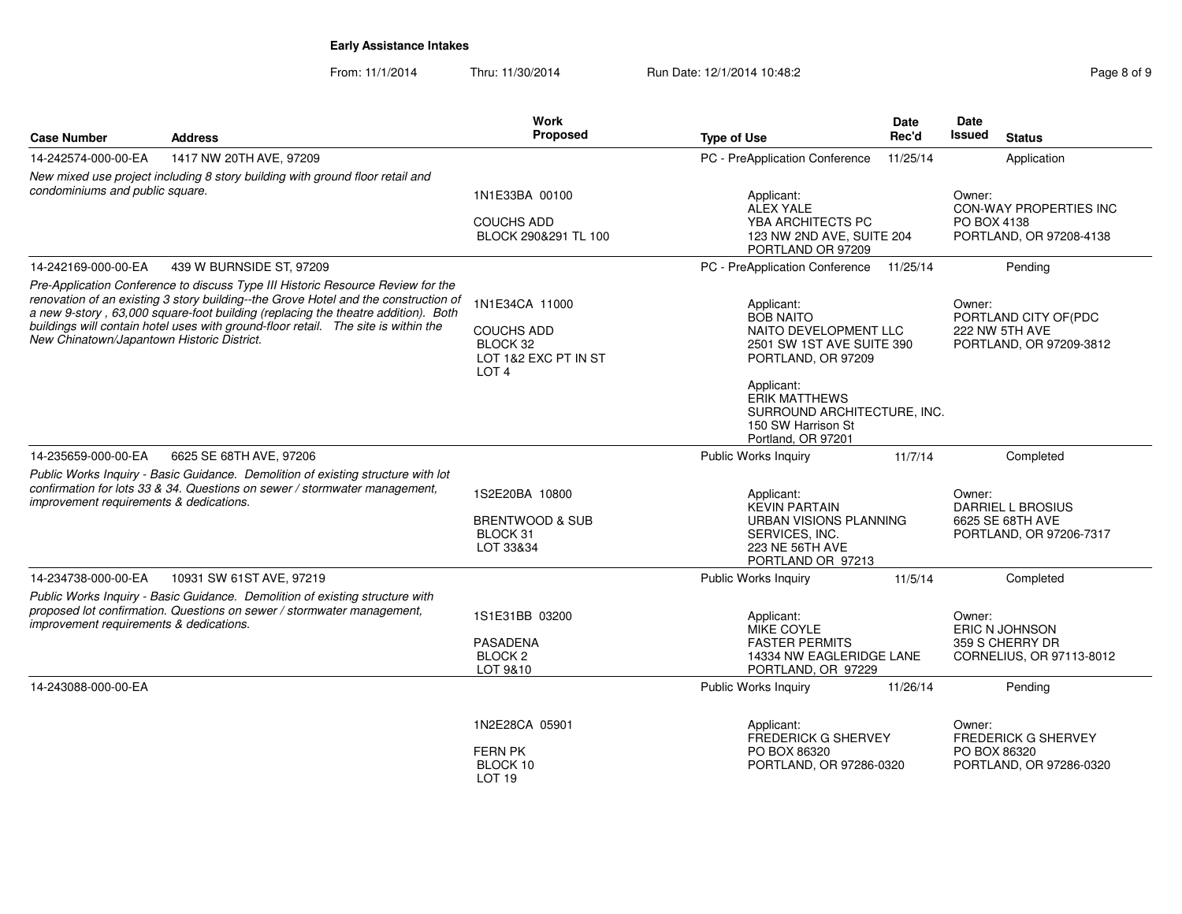**Early Assistance Intakes**

From: 11/1/2014 Thru: 11/30/2014 Run Date: 12/1/2014 10:48:2

| Case Number | Address | Work Proposed | Type of Use | Date Rec'd | Date Issued | Status |
|---|---|---|---|---|---|---|
| 14-242574-000-00-EA | 1417 NW 20TH AVE, 97209 | | PC - PreApplication Conference | 11/25/14 | | Application |
| *New mixed use project including 8 story building with ground floor retail and condominiums and public square.* | | 1N1E33BA 00100<br>COUCHS ADD<br>BLOCK 290&291 TL 100 | Applicant:<br>ALEX YALE<br>YBA ARCHITECTS PC<br>123 NW 2ND AVE, SUITE 204<br>PORTLAND OR 97209 | | Owner:<br>CON-WAY PROPERTIES INC<br>PO BOX 4138<br>PORTLAND, OR 97208-4138 | |
| 14-242169-000-00-EA | 439 W BURNSIDE ST, 97209 | | PC - PreApplication Conference | 11/25/14 | | Pending |
| *Pre-Application Conference to discuss Type III Historic Resource Review for the renovation of an existing 3 story building--the Grove Hotel and the construction of a new 9-story , 63,000 square-foot building (replacing the theatre addition). Both buildings will contain hotel uses with ground-floor retail. The site is within the New Chinatown/Japantown Historic District.* | | 1N1E34CA 11000<br>COUCHS ADD<br>BLOCK 32<br>LOT 1&2 EXC PT IN ST<br>LOT 4 | Applicant:<br>BOB NAITO<br>NAITO DEVELOPMENT LLC<br>2501 SW 1ST AVE SUITE 390<br>PORTLAND, OR 97209<br><br>Applicant:<br>ERIK MATTHEWS<br>SURROUND ARCHITECTURE, INC.<br>150 SW Harrison St<br>Portland, OR 97201 | | Owner:<br>PORTLAND CITY OF(PDC<br>222 NW 5TH AVE<br>PORTLAND, OR 97209-3812 | |
| 14-235659-000-00-EA | 6625 SE 68TH AVE, 97206 | | Public Works Inquiry | 11/7/14 | | Completed |
| *Public Works Inquiry - Basic Guidance. Demolition of existing structure with lot confirmation for lots 33 & 34. Questions on sewer / stormwater management, improvement requirements & dedications.* | | 1S2E20BA 10800<br>BRENTWOOD & SUB<br>BLOCK 31<br>LOT 33&34 | Applicant:<br>KEVIN PARTAIN<br>URBAN VISIONS PLANNING SERVICES, INC.<br>223 NE 56TH AVE<br>PORTLAND OR 97213 | | Owner:<br>DARRIEL L BROSIUS<br>6625 SE 68TH AVE<br>PORTLAND, OR 97206-7317 | |
| 14-234738-000-00-EA | 10931 SW 61ST AVE, 97219 | | Public Works Inquiry | 11/5/14 | | Completed |
| *Public Works Inquiry - Basic Guidance. Demolition of existing structure with proposed lot confirmation. Questions on sewer / stormwater management, improvement requirements & dedications.* | | 1S1E31BB 03200<br>PASADENA<br>BLOCK 2<br>LOT 9&10 | Applicant:<br>MIKE COYLE<br>FASTER PERMITS<br>14334 NW EAGLERIDGE LANE<br>PORTLAND, OR 97229 | | Owner:<br>ERIC N JOHNSON<br>359 S CHERRY DR<br>CORNELIUS, OR 97113-8012 | |
| 14-243088-000-00-EA | | | Public Works Inquiry | 11/26/14 | | Pending |
| | | 1N2E28CA 05901<br>FERN PK<br>BLOCK 10<br>LOT 19 | Applicant:<br>FREDERICK G SHERVEY<br>PO BOX 86320<br>PORTLAND, OR 97286-0320 | | Owner:<br>FREDERICK G SHERVEY<br>PO BOX 86320<br>PORTLAND, OR 97286-0320 | |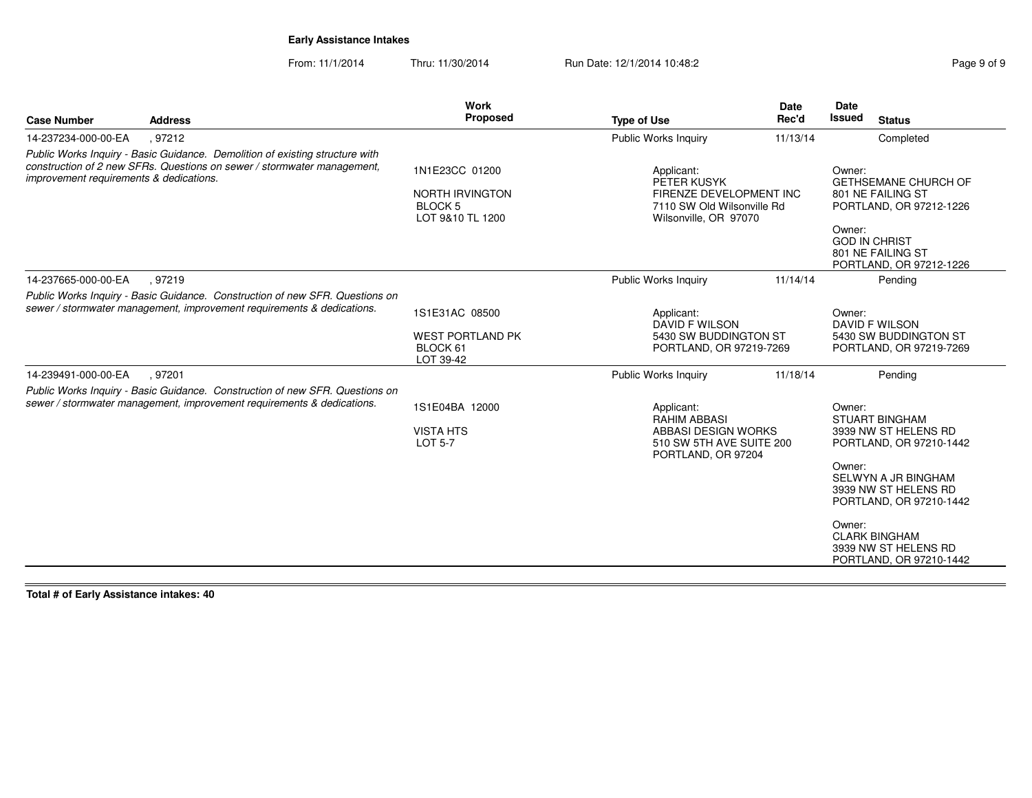**Early Assistance Intakes**

From: 11/1/2014 Thru: 11/30/2014 Run Date: 12/1/2014 10:48:2

| Case Number | Address | Work Proposed | Type of Use | Date Rec'd | Date Issued | Status |
|---|---|---|---|---|---|---|
| 14-237234-000-00-EA | , 97212 | | Public Works Inquiry | 11/13/14 | | Completed |
| *Public Works Inquiry - Basic Guidance. Demolition of existing structure with construction of 2 new SFRs. Questions on sewer / stormwater management, improvement requirements & dedications.* | | 1N1E23CC 01200<br><br>NORTH IRVINGTON<br>BLOCK 5<br>LOT 9&10 TL 1200 | Applicant:<br>PETER KUSYK<br>FIRENZE DEVELOPMENT INC<br>7110 SW Old Wilsonville Rd<br>Wilsonville, OR 97070 | | Owner:<br>GETHSEMANE CHURCH OF<br>801 NE FAILING ST<br>PORTLAND, OR 97212-1226<br><br>Owner:<br>GOD IN CHRIST<br>801 NE FAILING ST<br>PORTLAND, OR 97212-1226 | |
| 14-237665-000-00-EA | , 97219 | | Public Works Inquiry | 11/14/14 | | Pending |
| *Public Works Inquiry - Basic Guidance. Construction of new SFR. Questions on sewer / stormwater management, improvement requirements & dedications.* | | 1S1E31AC 08500<br><br>WEST PORTLAND PK<br>BLOCK 61<br>LOT 39-42 | Applicant:<br>DAVID F WILSON<br>5430 SW BUDDINGTON ST<br>PORTLAND, OR 97219-7269 | | Owner:<br>DAVID F WILSON<br>5430 SW BUDDINGTON ST<br>PORTLAND, OR 97219-7269 | |
| 14-239491-000-00-EA | , 97201 | | Public Works Inquiry | 11/18/14 | | Pending |
| *Public Works Inquiry - Basic Guidance. Construction of new SFR. Questions on sewer / stormwater management, improvement requirements & dedications.* | | 1S1E04BA 12000<br><br>VISTA HTS<br>LOT 5-7 | Applicant:<br>RAHIM ABBASI<br>ABBASI DESIGN WORKS<br>510 SW 5TH AVE SUITE 200<br>PORTLAND, OR 97204 | | Owner:<br>STUART BINGHAM<br>3939 NW ST HELENS RD<br>PORTLAND, OR 97210-1442<br><br>Owner:<br>SELWYN A JR BINGHAM<br>3939 NW ST HELENS RD<br>PORTLAND, OR 97210-1442<br><br>Owner:<br>CLARK BINGHAM<br>3939 NW ST HELENS RD<br>PORTLAND, OR 97210-1442 | |

**Total # of Early Assistance intakes: 40**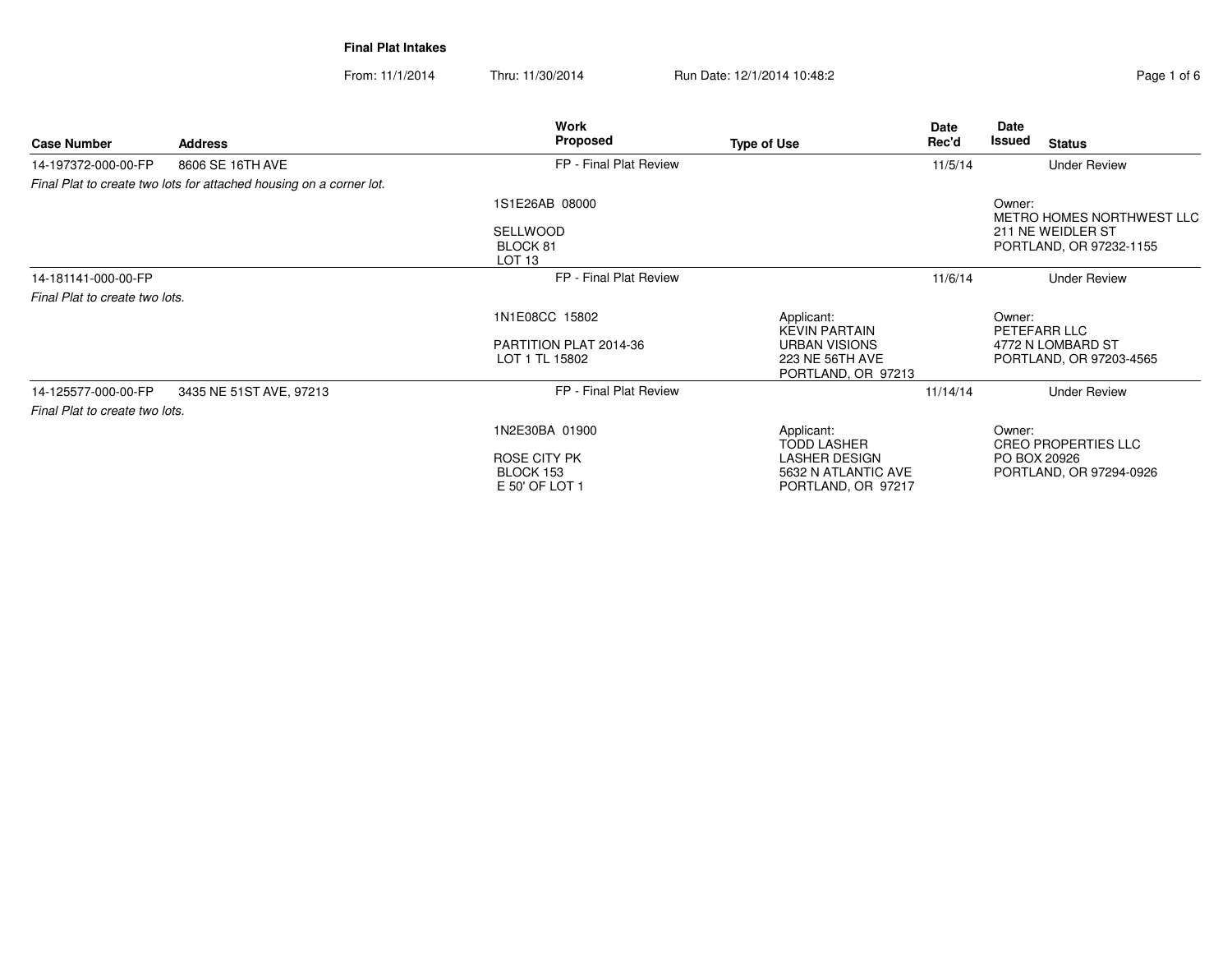**Final Plat Intakes**

From: 11/1/2014 Thru: 11/30/2014 Run Date: 12/1/2014 10:48:2

| Case Number | Address | Work Proposed | Type of Use | Date Rec'd | Date Issued | Status |
|---|---|---|---|---|---|---|
| 14-197372-000-00-FP | 8606 SE 16TH AVE | FP - Final Plat Review | | 11/5/14 | | Under Review |
| *Final Plat to create two lots for attached housing on a corner lot.* | | | | | | |
| | | 1S1E26AB 08000<br><br>SELLWOOD<br>BLOCK 81<br>LOT 13 | | | Owner:<br>METRO HOMES NORTHWEST LLC<br>211 NE WEIDLER ST<br>PORTLAND, OR 97232-1155 | |
| 14-181141-000-00-FP | | FP - Final Plat Review | | 11/6/14 | | Under Review |
| *Final Plat to create two lots.* | | | | | | |
| | | 1N1E08CC 15802<br><br>PARTITION PLAT 2014-36<br>LOT 1 TL 15802 | Applicant:<br>KEVIN PARTAIN<br>URBAN VISIONS<br>223 NE 56TH AVE<br>PORTLAND, OR 97213 | | Owner:<br>PETEFARR LLC<br>4772 N LOMBARD ST<br>PORTLAND, OR 97203-4565 | |
| 14-125577-000-00-FP | 3435 NE 51ST AVE, 97213 | FP - Final Plat Review | | 11/14/14 | | Under Review |
| *Final Plat to create two lots.* | | | | | | |
| | | 1N2E30BA 01900<br><br>ROSE CITY PK<br>BLOCK 153<br>E 50' OF LOT 1 | Applicant:<br>TODD LASHER<br>LASHER DESIGN<br>5632 N ATLANTIC AVE<br>PORTLAND, OR 97217 | | Owner:<br>CREO PROPERTIES LLC<br>PO BOX 20926<br>PORTLAND, OR 97294-0926 | |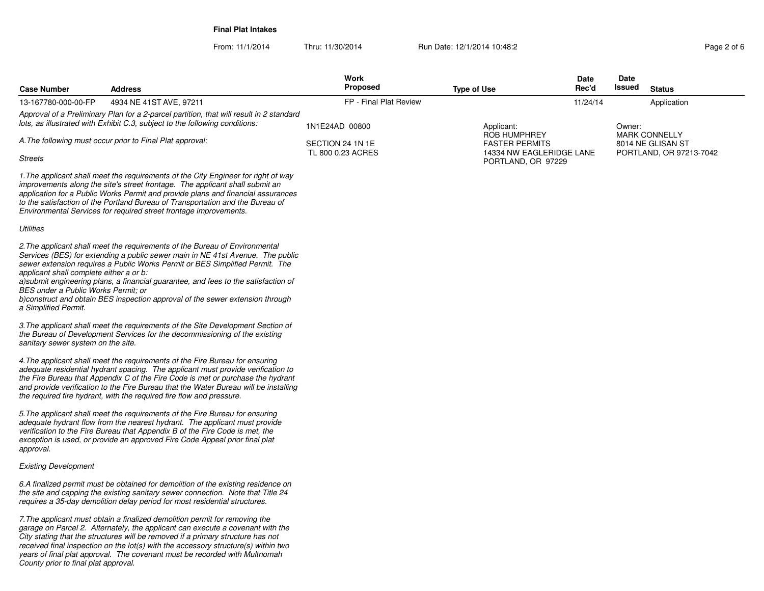**Final Plat Intakes**

From: 11/1/2014 Thru: 11/30/2014 Run Date: 12/1/2014 10:48:2

| Case Number | Address | Work Proposed | Type of Use | Date Rec'd | Date Issued | Status |
|---|---|---|---|---|---|---|
| 13-167780-000-00-FP | 4934 NE 41ST AVE, 97211 | FP - Final Plat Review | | 11/24/14 | | Application |

1N1E24AD 00800

SECTION 24 1N 1E
TL 800 0.23 ACRES

Applicant:
ROB HUMPHREY
FASTER PERMITS
14334 NW EAGLERIDGE LANE
PORTLAND, OR 97229

Owner:
MARK CONNELLY
8014 NE GLISAN ST
PORTLAND, OR 97213-7042

*Approval of a Preliminary Plan for a 2-parcel partition, that will result in 2 standard lots, as illustrated with Exhibit C.3, subject to the following conditions:*

*A.The following must occur prior to Final Plat approval:*

*Streets*

*1.The applicant shall meet the requirements of the City Engineer for right of way improvements along the site's street frontage. The applicant shall submit an application for a Public Works Permit and provide plans and financial assurances to the satisfaction of the Portland Bureau of Transportation and the Bureau of Environmental Services for required street frontage improvements.*

*Utilities*

*2.The applicant shall meet the requirements of the Bureau of Environmental Services (BES) for extending a public sewer main in NE 41st Avenue. The public sewer extension requires a Public Works Permit or BES Simplified Permit. The applicant shall complete either a or b:*
*a)submit engineering plans, a financial guarantee, and fees to the satisfaction of BES under a Public Works Permit; or*
*b)construct and obtain BES inspection approval of the sewer extension through a Simplified Permit.*

*3.The applicant shall meet the requirements of the Site Development Section of the Bureau of Development Services for the decommissioning of the existing sanitary sewer system on the site.*

*4.The applicant shall meet the requirements of the Fire Bureau for ensuring adequate residential hydrant spacing. The applicant must provide verification to the Fire Bureau that Appendix C of the Fire Code is met or purchase the hydrant and provide verification to the Fire Bureau that the Water Bureau will be installing the required fire hydrant, with the required fire flow and pressure.*

*5.The applicant shall meet the requirements of the Fire Bureau for ensuring adequate hydrant flow from the nearest hydrant. The applicant must provide verification to the Fire Bureau that Appendix B of the Fire Code is met, the exception is used, or provide an approved Fire Code Appeal prior final plat approval.*

*Existing Development*

*6.A finalized permit must be obtained for demolition of the existing residence on the site and capping the existing sanitary sewer connection. Note that Title 24 requires a 35-day demolition delay period for most residential structures.*

*7.The applicant must obtain a finalized demolition permit for removing the garage on Parcel 2. Alternately, the applicant can execute a covenant with the City stating that the structures will be removed if a primary structure has not received final inspection on the lot(s) with the accessory structure(s) within two years of final plat approval. The covenant must be recorded with Multnomah County prior to final plat approval.*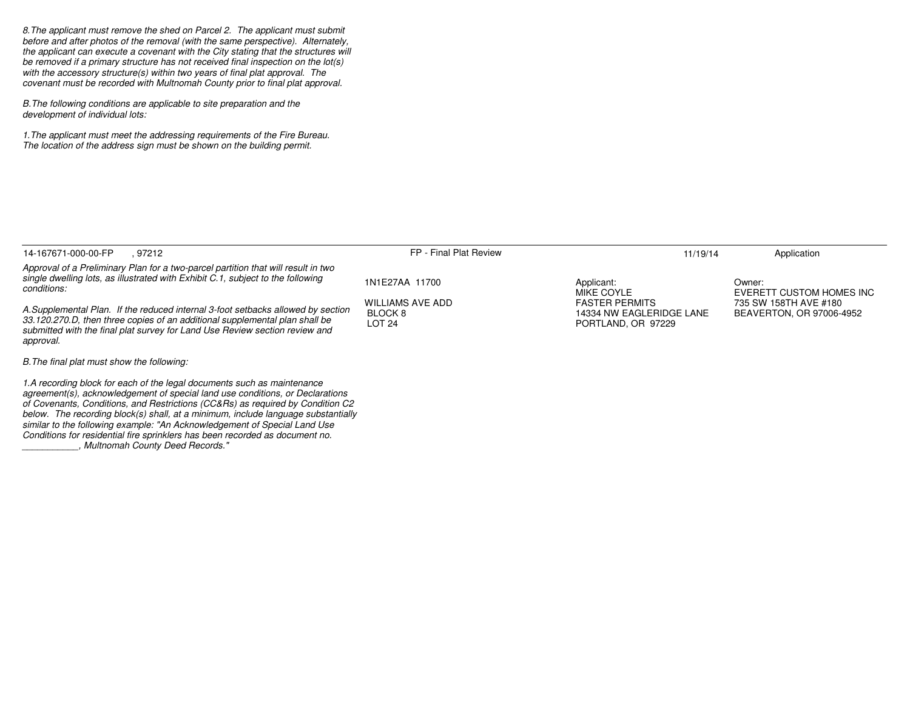*8.The applicant must remove the shed on Parcel 2. The applicant must submit before and after photos of the removal (with the same perspective). Alternately, the applicant can execute a covenant with the City stating that the structures will be removed if a primary structure has not received final inspection on the lot(s) with the accessory structure(s) within two years of final plat approval. The covenant must be recorded with Multnomah County prior to final plat approval.*

*B.The following conditions are applicable to site preparation and the development of individual lots:*

*1.The applicant must meet the addressing requirements of the Fire Bureau. The location of the address sign must be shown on the building permit.*

---

| 14-167671-000-00-FP , 97212 | FP - Final Plat Review | 11/19/14 | Application |
|---|---|---|---|
| *Approval of a Preliminary Plan for a two-parcel partition that will result in two single dwelling lots, as illustrated with Exhibit C.1, subject to the following conditions:*<br><br>*A.Supplemental Plan. If the reduced internal 3-foot setbacks allowed by section 33.120.270.D, then three copies of an additional supplemental plan shall be submitted with the final plat survey for Land Use Review section review and approval.*<br><br>*B.The final plat must show the following:*<br><br>*1.A recording block for each of the legal documents such as maintenance agreement(s), acknowledgement of special land use conditions, or Declarations of Covenants, Conditions, and Restrictions (CC&Rs) as required by Condition C2 below. The recording block(s) shall, at a minimum, include language substantially similar to the following example: "An Acknowledgement of Special Land Use Conditions for residential fire sprinklers has been recorded as document no. ___________, Multnomah County Deed Records."* | 1N1E27AA 11700<br><br>WILLIAMS AVE ADD<br>BLOCK 8<br>LOT 24 | Applicant:<br>MIKE COYLE<br>FASTER PERMITS<br>14334 NW EAGLERIDGE LANE<br>PORTLAND, OR 97229 | Owner:<br>EVERETT CUSTOM HOMES INC<br>735 SW 158TH AVE #180<br>BEAVERTON, OR 97006-4952 |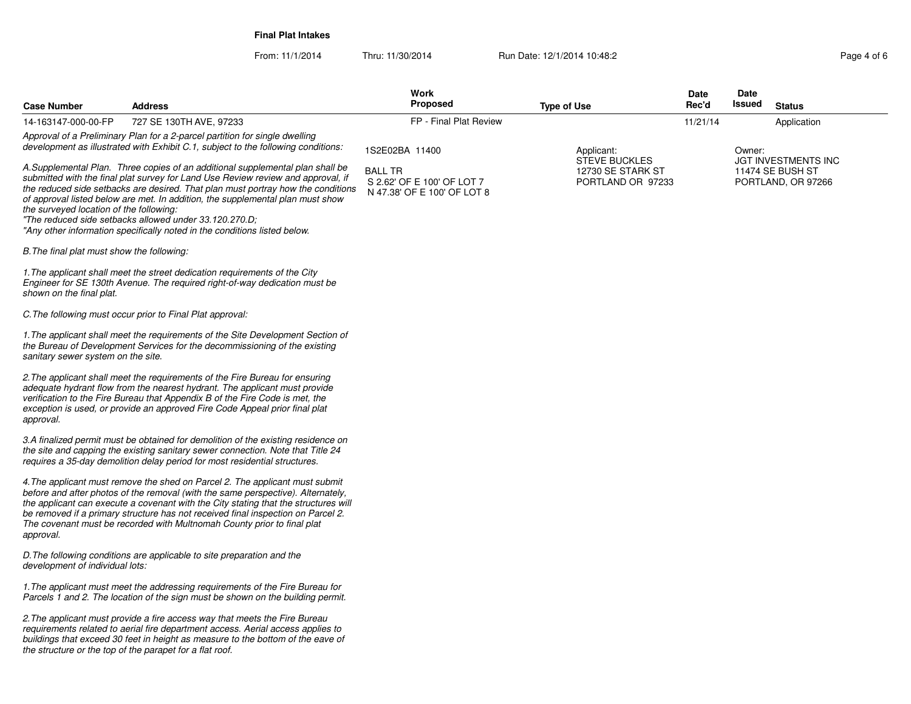**Final Plat Intakes**

From: 11/1/2014 Thru: 11/30/2014 Run Date: 12/1/2014 10:48:2

| Case Number | Address | Work Proposed | Type of Use | Date Rec'd | Date Issued | Status |
|---|---|---|---|---|---|---|
| 14-163147-000-00-FP | 727 SE 130TH AVE, 97233 | FP - Final Plat Review | | 11/21/14 | | Application |

*Approval of a Preliminary Plan for a 2-parcel partition for single dwelling development as illustrated with Exhibit C.1, subject to the following conditions:*

*A.Supplemental Plan. Three copies of an additional supplemental plan shall be submitted with the final plat survey for Land Use Review review and approval, if the reduced side setbacks are desired. That plan must portray how the conditions of approval listed below are met. In addition, the supplemental plan must show the surveyed location of the following:*
*"The reduced side setbacks allowed under 33.120.270.D;*
*"Any other information specifically noted in the conditions listed below.*

*B.The final plat must show the following:*

*1.The applicant shall meet the street dedication requirements of the City Engineer for SE 130th Avenue. The required right-of-way dedication must be shown on the final plat.*

*C.The following must occur prior to Final Plat approval:*

*1.The applicant shall meet the requirements of the Site Development Section of the Bureau of Development Services for the decommissioning of the existing sanitary sewer system on the site.*

*2.The applicant shall meet the requirements of the Fire Bureau for ensuring adequate hydrant flow from the nearest hydrant. The applicant must provide verification to the Fire Bureau that Appendix B of the Fire Code is met, the exception is used, or provide an approved Fire Code Appeal prior final plat approval.*

*3.A finalized permit must be obtained for demolition of the existing residence on the site and capping the existing sanitary sewer connection. Note that Title 24 requires a 35-day demolition delay period for most residential structures.*

*4.The applicant must remove the shed on Parcel 2. The applicant must submit before and after photos of the removal (with the same perspective). Alternately, the applicant can execute a covenant with the City stating that the structures will be removed if a primary structure has not received final inspection on Parcel 2. The covenant must be recorded with Multnomah County prior to final plat approval.*

*D.The following conditions are applicable to site preparation and the development of individual lots:*

*1.The applicant must meet the addressing requirements of the Fire Bureau for Parcels 1 and 2. The location of the sign must be shown on the building permit.*

*2.The applicant must provide a fire access way that meets the Fire Bureau requirements related to aerial fire department access. Aerial access applies to buildings that exceed 30 feet in height as measure to the bottom of the eave of the structure or the top of the parapet for a flat roof.*

1S2E02BA 11400

BALL TR
S 2.62' OF E 100' OF LOT 7
N 47.38' OF E 100' OF LOT 8

Applicant:
STEVE BUCKLES
12730 SE STARK ST
PORTLAND OR 97233

Owner:
JGT INVESTMENTS INC
11474 SE BUSH ST
PORTLAND, OR 97266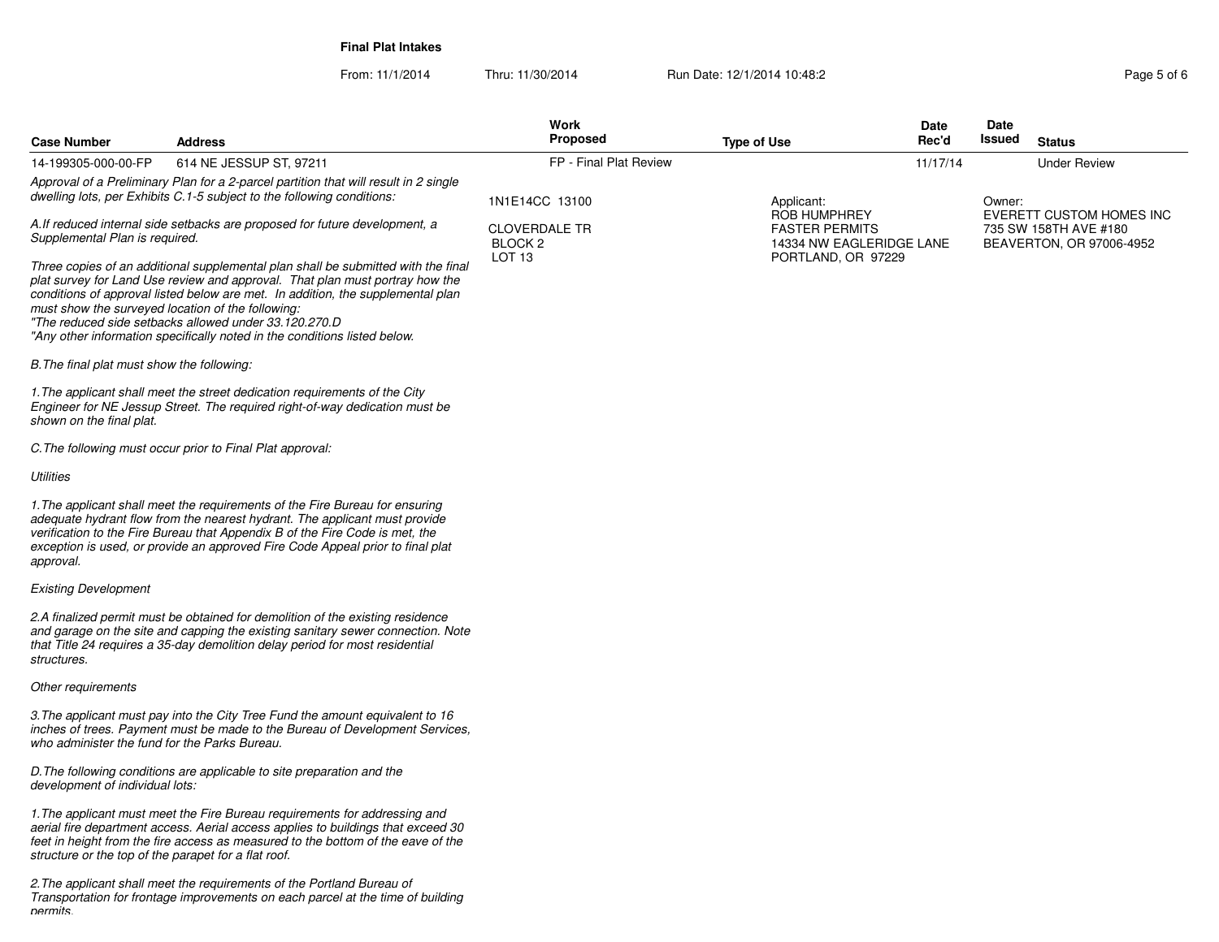**Final Plat Intakes**

From: 11/1/2014 Thru: 11/30/2014 Run Date: 12/1/2014 10:48:2

| Case Number | Address | Work Proposed | Type of Use | Date Rec'd | Date Issued | Status |
|---|---|---|---|---|---|---|
| 14-199305-000-00-FP | 614 NE JESSUP ST, 97211 | FP - Final Plat Review | | 11/17/14 | | Under Review |

1N1E14CC 13100

CLOVERDALE TR
BLOCK 2
LOT 13

Applicant:
ROB HUMPHREY
FASTER PERMITS
14334 NW EAGLERIDGE LANE
PORTLAND, OR 97229

Owner:
EVERETT CUSTOM HOMES INC
735 SW 158TH AVE #180
BEAVERTON, OR 97006-4952

*Approval of a Preliminary Plan for a 2-parcel partition that will result in 2 single dwelling lots, per Exhibits C.1-5 subject to the following conditions:*

*A.If reduced internal side setbacks are proposed for future development, a Supplemental Plan is required.*

*Three copies of an additional supplemental plan shall be submitted with the final plat survey for Land Use review and approval. That plan must portray how the conditions of approval listed below are met. In addition, the supplemental plan must show the surveyed location of the following:*
*"The reduced side setbacks allowed under 33.120.270.D*
*"Any other information specifically noted in the conditions listed below.*

*B.The final plat must show the following:*

*1.The applicant shall meet the street dedication requirements of the City Engineer for NE Jessup Street. The required right-of-way dedication must be shown on the final plat.*

*C.The following must occur prior to Final Plat approval:*

*Utilities*

*1.The applicant shall meet the requirements of the Fire Bureau for ensuring adequate hydrant flow from the nearest hydrant. The applicant must provide verification to the Fire Bureau that Appendix B of the Fire Code is met, the exception is used, or provide an approved Fire Code Appeal prior to final plat approval.*

*Existing Development*

*2.A finalized permit must be obtained for demolition of the existing residence and garage on the site and capping the existing sanitary sewer connection. Note that Title 24 requires a 35-day demolition delay period for most residential structures.*

*Other requirements*

*3.The applicant must pay into the City Tree Fund the amount equivalent to 16 inches of trees. Payment must be made to the Bureau of Development Services, who administer the fund for the Parks Bureau.*

*D.The following conditions are applicable to site preparation and the development of individual lots:*

*1.The applicant must meet the Fire Bureau requirements for addressing and aerial fire department access. Aerial access applies to buildings that exceed 30 feet in height from the fire access as measured to the bottom of the eave of the structure or the top of the parapet for a flat roof.*

*2.The applicant shall meet the requirements of the Portland Bureau of Transportation for frontage improvements on each parcel at the time of building permits.*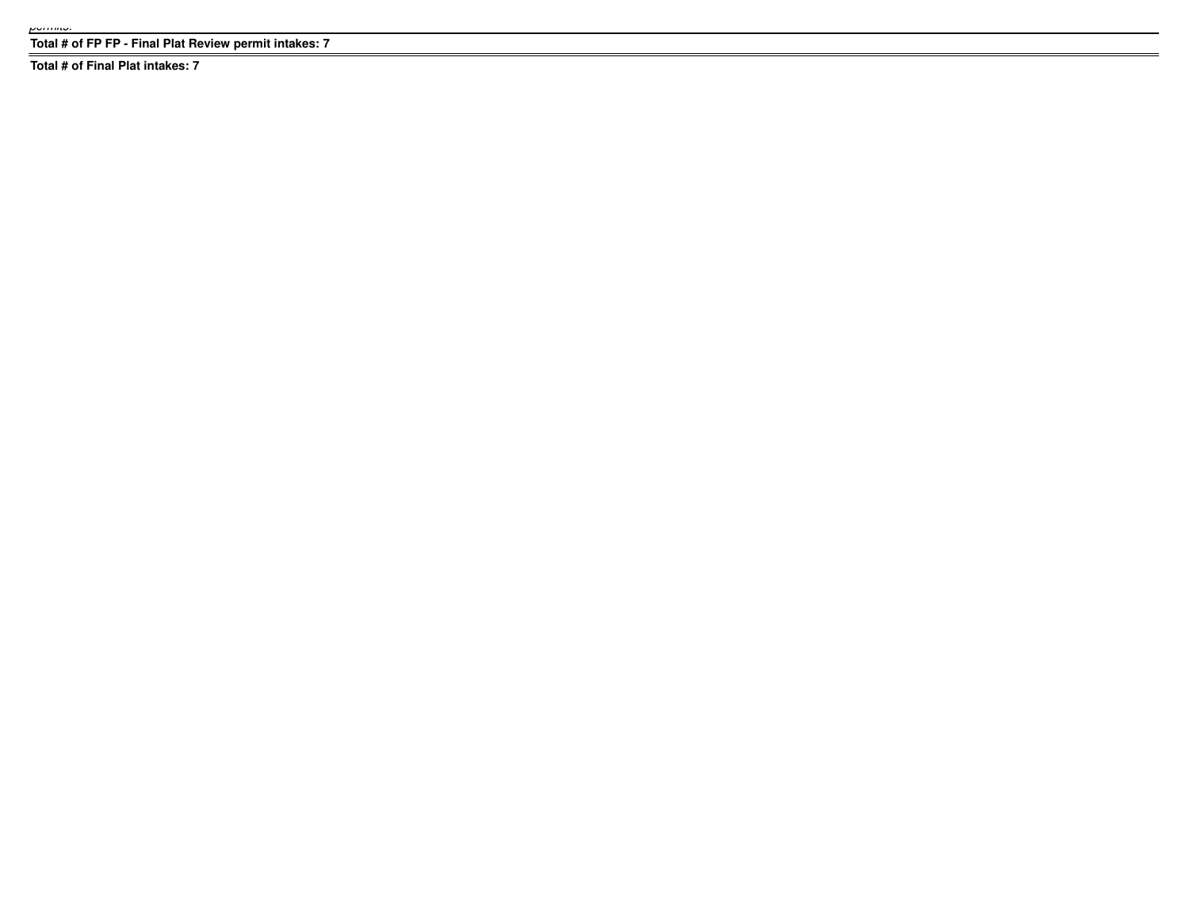*permits.*

**Total # of FP FP - Final Plat Review permit intakes: 7**

**Total # of Final Plat intakes: 7**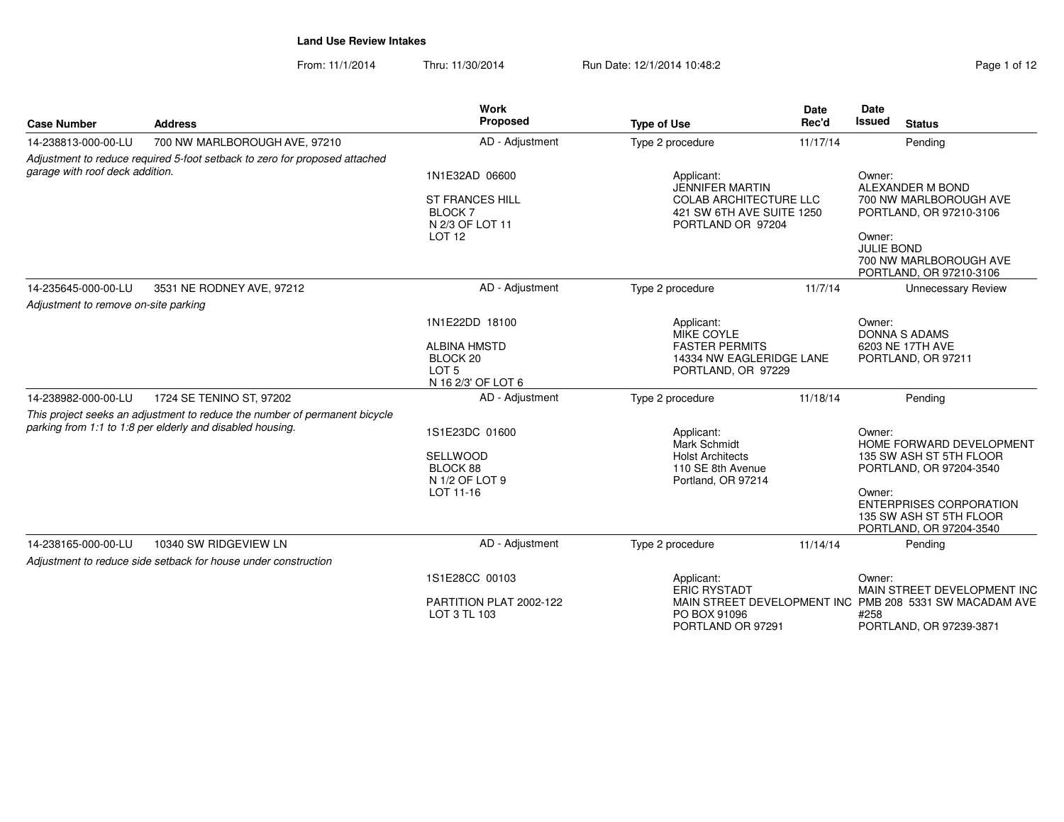**Land Use Review Intakes**

From: 11/1/2014 Thru: 11/30/2014 Run Date: 12/1/2014 10:48:2

| Case Number | Address | Work Proposed | Type of Use | Date Rec'd | Date Issued | Status |
|---|---|---|---|---|---|---|
| 14-238813-000-00-LU | 700 NW MARLBOROUGH AVE, 97210 | AD - Adjustment | Type 2 procedure | 11/17/14 | | Pending |
| *Adjustment to reduce required 5-foot setback to zero for proposed attached garage with roof deck addition.* | | 1N1E32AD 06600<br><br>ST FRANCES HILL<br>BLOCK 7<br>N 2/3 OF LOT 11<br>LOT 12 | Applicant:<br>JENNIFER MARTIN<br>COLAB ARCHITECTURE LLC<br>421 SW 6TH AVE SUITE 1250<br>PORTLAND OR 97204 | | Owner:<br>ALEXANDER M BOND<br>700 NW MARLBOROUGH AVE<br>PORTLAND, OR 97210-3106<br><br>Owner:<br>JULIE BOND<br>700 NW MARLBOROUGH AVE<br>PORTLAND, OR 97210-3106 | |
| 14-235645-000-00-LU | 3531 NE RODNEY AVE, 97212 | AD - Adjustment | Type 2 procedure | 11/7/14 | | Unnecessary Review |
| *Adjustment to remove on-site parking* | | 1N1E22DD 18100<br><br>ALBINA HMSTD<br>BLOCK 20<br>LOT 5<br>N 16 2/3' OF LOT 6 | Applicant:<br>MIKE COYLE<br>FASTER PERMITS<br>14334 NW EAGLERIDGE LANE<br>PORTLAND, OR 97229 | | Owner:<br>DONNA S ADAMS<br>6203 NE 17TH AVE<br>PORTLAND, OR 97211 | |
| 14-238982-000-00-LU | 1724 SE TENINO ST, 97202 | AD - Adjustment | Type 2 procedure | 11/18/14 | | Pending |
| *This project seeks an adjustment to reduce the number of permanent bicycle parking from 1:1 to 1:8 per elderly and disabled housing.* | | 1S1E23DC 01600<br><br>SELLWOOD<br>BLOCK 88<br>N 1/2 OF LOT 9<br>LOT 11-16 | Applicant:<br>Mark Schmidt<br>Holst Architects<br>110 SE 8th Avenue<br>Portland, OR 97214 | | Owner:<br>HOME FORWARD DEVELOPMENT<br>135 SW ASH ST 5TH FLOOR<br>PORTLAND, OR 97204-3540<br><br>Owner:<br>ENTERPRISES CORPORATION<br>135 SW ASH ST 5TH FLOOR<br>PORTLAND, OR 97204-3540 | |
| 14-238165-000-00-LU | 10340 SW RIDGEVIEW LN | AD - Adjustment | Type 2 procedure | 11/14/14 | | Pending |
| *Adjustment to reduce side setback for house under construction* | | 1S1E28CC 00103<br><br>PARTITION PLAT 2002-122<br>LOT 3 TL 103 | Applicant:<br>ERIC RYSTADT<br>MAIN STREET DEVELOPMENT INC<br>PO BOX 91096<br>PORTLAND OR 97291 | | Owner:<br>MAIN STREET DEVELOPMENT INC<br>PMB 208 5331 SW MACADAM AVE #258<br>PORTLAND, OR 97239-3871 | |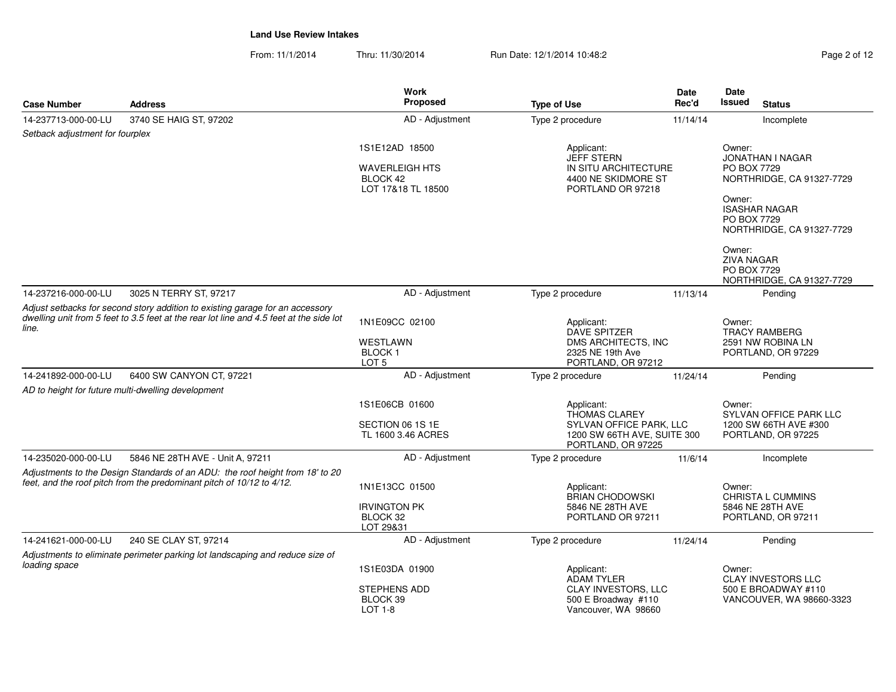**Land Use Review Intakes**

From: 11/1/2014 Thru: 11/30/2014 Run Date: 12/1/2014 10:48:2

| Case Number | Address | Work Proposed | Type of Use | Date Rec'd | Date Issued | Status |
|---|---|---|---|---|---|---|
| 14-237713-000-00-LU | 3740 SE HAIG ST, 97202 | AD - Adjustment | Type 2 procedure | 11/14/14 | | Incomplete |
| *Setback adjustment for fourplex* | | 1S1E12AD 18500<br><br>WAVERLEIGH HTS<br>BLOCK 42<br>LOT 17&18 TL 18500 | Applicant:<br>JEFF STERN<br>IN SITU ARCHITECTURE<br>4400 NE SKIDMORE ST<br>PORTLAND OR 97218 | | | Owner:<br>JONATHAN I NAGAR<br>PO BOX 7729<br>NORTHRIDGE, CA 91327-7729<br><br>Owner:<br>ISASHAR NAGAR<br>PO BOX 7729<br>NORTHRIDGE, CA 91327-7729<br><br>Owner:<br>ZIVA NAGAR<br>PO BOX 7729<br>NORTHRIDGE, CA 91327-7729 |
| 14-237216-000-00-LU | 3025 N TERRY ST, 97217 | AD - Adjustment | Type 2 procedure | 11/13/14 | | Pending |
| *Adjust setbacks for second story addition to existing garage for an accessory dwelling unit from 5 feet to 3.5 feet at the rear lot line and 4.5 feet at the side lot line.* | | 1N1E09CC 02100<br><br>WESTLAWN<br>BLOCK 1<br>LOT 5 | Applicant:<br>DAVE SPITZER<br>DMS ARCHITECTS, INC<br>2325 NE 19th Ave<br>PORTLAND, OR 97212 | | | Owner:<br>TRACY RAMBERG<br>2591 NW ROBINA LN<br>PORTLAND, OR 97229 |
| 14-241892-000-00-LU | 6400 SW CANYON CT, 97221 | AD - Adjustment | Type 2 procedure | 11/24/14 | | Pending |
| *AD to height for future multi-dwelling development* | | 1S1E06CB 01600<br><br>SECTION 06 1S 1E<br>TL 1600 3.46 ACRES | Applicant:<br>THOMAS CLAREY<br>SYLVAN OFFICE PARK, LLC<br>1200 SW 66TH AVE, SUITE 300<br>PORTLAND, OR 97225 | | | Owner:<br>SYLVAN OFFICE PARK LLC<br>1200 SW 66TH AVE #300<br>PORTLAND, OR 97225 |
| 14-235020-000-00-LU | 5846 NE 28TH AVE - Unit A, 97211 | AD - Adjustment | Type 2 procedure | 11/6/14 | | Incomplete |
| *Adjustments to the Design Standards of an ADU: the roof height from 18' to 20 feet, and the roof pitch from the predominant pitch of 10/12 to 4/12.* | | 1N1E13CC 01500<br><br>IRVINGTON PK<br>BLOCK 32<br>LOT 29&31 | Applicant:<br>BRIAN CHODOWSKI<br>5846 NE 28TH AVE<br>PORTLAND OR 97211 | | | Owner:<br>CHRISTA L CUMMINS<br>5846 NE 28TH AVE<br>PORTLAND, OR 97211 |
| 14-241621-000-00-LU | 240 SE CLAY ST, 97214 | AD - Adjustment | Type 2 procedure | 11/24/14 | | Pending |
| *Adjustments to eliminate perimeter parking lot landscaping and reduce size of loading space* | | 1S1E03DA 01900<br><br>STEPHENS ADD<br>BLOCK 39<br>LOT 1-8 | Applicant:<br>ADAM TYLER<br>CLAY INVESTORS, LLC<br>500 E Broadway #110<br>Vancouver, WA 98660 | | | Owner:<br>CLAY INVESTORS LLC<br>500 E BROADWAY #110<br>VANCOUVER, WA 98660-3323 |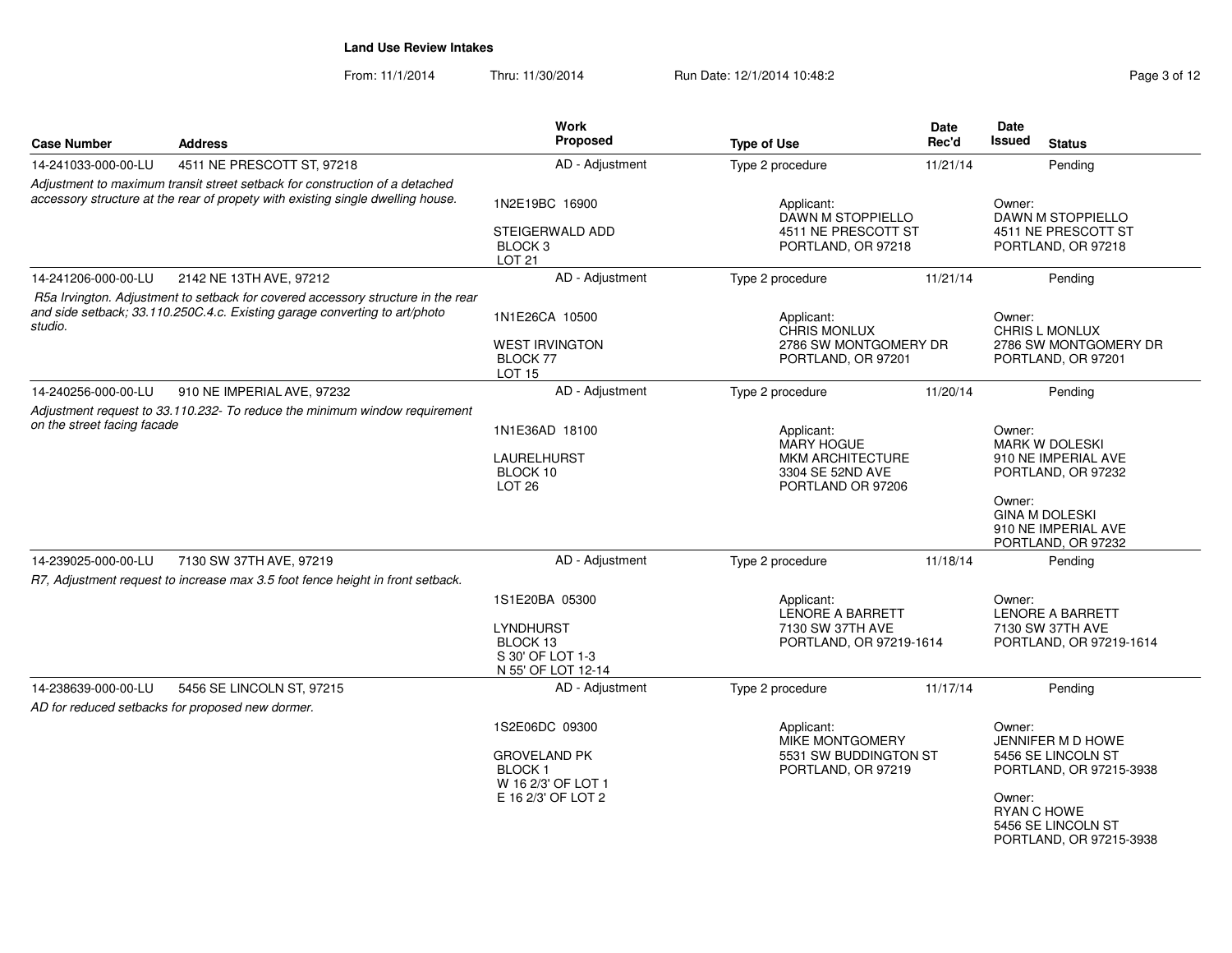**Land Use Review Intakes**

From: 11/1/2014 Thru: 11/30/2014 Run Date: 12/1/2014 10:48:2

| Case Number | Address | Work Proposed | Type of Use | Date Rec'd | Date Issued | Status |
|---|---|---|---|---|---|---|
| 14-241033-000-00-LU | 4511 NE PRESCOTT ST, 97218 | AD - Adjustment | Type 2 procedure | 11/21/14 | | Pending |
| *Adjustment to maximum transit street setback for construction of a detached accessory structure at the rear of propety with existing single dwelling house.* | | 1N2E19BC 16900<br><br>STEIGERWALD ADD<br>BLOCK 3<br>LOT 21 | Applicant:<br>DAWN M STOPPIELLO<br>4511 NE PRESCOTT ST<br>PORTLAND, OR 97218 | | Owner:<br>DAWN M STOPPIELLO<br>4511 NE PRESCOTT ST<br>PORTLAND, OR 97218 | |
| 14-241206-000-00-LU | 2142 NE 13TH AVE, 97212 | AD - Adjustment | Type 2 procedure | 11/21/14 | | Pending |
| *R5a Irvington. Adjustment to setback for covered accessory structure in the rear and side setback; 33.110.250C.4.c. Existing garage converting to art/photo studio.* | | 1N1E26CA 10500<br><br>WEST IRVINGTON<br>BLOCK 77<br>LOT 15 | Applicant:<br>CHRIS MONLUX<br>2786 SW MONTGOMERY DR<br>PORTLAND, OR 97201 | | Owner:<br>CHRIS L MONLUX<br>2786 SW MONTGOMERY DR<br>PORTLAND, OR 97201 | |
| 14-240256-000-00-LU | 910 NE IMPERIAL AVE, 97232 | AD - Adjustment | Type 2 procedure | 11/20/14 | | Pending |
| *Adjustment request to 33.110.232- To reduce the minimum window requirement on the street facing facade* | | 1N1E36AD 18100<br><br>LAURELHURST<br>BLOCK 10<br>LOT 26 | Applicant:<br>MARY HOGUE<br>MKM ARCHITECTURE<br>3304 SE 52ND AVE<br>PORTLAND OR 97206 | | Owner:<br>MARK W DOLESKI<br>910 NE IMPERIAL AVE<br>PORTLAND, OR 97232<br><br>Owner:<br>GINA M DOLESKI<br>910 NE IMPERIAL AVE<br>PORTLAND, OR 97232 | |
| 14-239025-000-00-LU | 7130 SW 37TH AVE, 97219 | AD - Adjustment | Type 2 procedure | 11/18/14 | | Pending |
| *R7, Adjustment request to increase max 3.5 foot fence height in front setback.* | | 1S1E20BA 05300<br><br>LYNDHURST<br>BLOCK 13<br>S 30' OF LOT 1-3<br>N 55' OF LOT 12-14 | Applicant:<br>LENORE A BARRETT<br>7130 SW 37TH AVE<br>PORTLAND, OR 97219-1614 | | Owner:<br>LENORE A BARRETT<br>7130 SW 37TH AVE<br>PORTLAND, OR 97219-1614 | |
| 14-238639-000-00-LU | 5456 SE LINCOLN ST, 97215 | AD - Adjustment | Type 2 procedure | 11/17/14 | | Pending |
| *AD for reduced setbacks for proposed new dormer.* | | 1S2E06DC 09300<br><br>GROVELAND PK<br>BLOCK 1<br>W 16 2/3' OF LOT 1<br>E 16 2/3' OF LOT 2 | Applicant:<br>MIKE MONTGOMERY<br>5531 SW BUDDINGTON ST<br>PORTLAND, OR 97219 | | Owner:<br>JENNIFER M D HOWE<br>5456 SE LINCOLN ST<br>PORTLAND, OR 97215-3938<br><br>Owner:<br>RYAN C HOWE<br>5456 SE LINCOLN ST<br>PORTLAND, OR 97215-3938 | |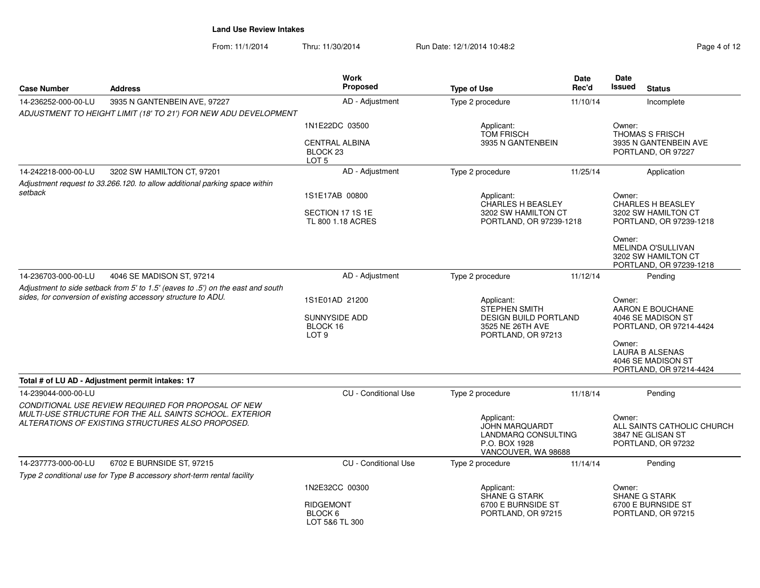## Land Use Review Intakes

From: 11/1/2014 Thru: 11/30/2014 Run Date: 12/1/2014 10:48:2

| Case Number | Address | Work Proposed | Type of Use | Date Rec'd | Date Issued | Status |
|---|---|---|---|---|---|---|
| 14-236252-000-00-LU | 3935 N GANTENBEIN AVE, 97227 | AD - Adjustment | Type 2 procedure | 11/10/14 | | Incomplete |
| *ADJUSTMENT TO HEIGHT LIMIT (18' TO 21') FOR NEW ADU DEVELOPMENT* | | 1N1E22DC 03500<br>CENTRAL ALBINA<br>BLOCK 23<br>LOT 5 | Applicant:<br>TOM FRISCH<br>3935 N GANTENBEIN | | Owner:<br>THOMAS S FRISCH<br>3935 N GANTENBEIN AVE<br>PORTLAND, OR 97227 | |
| 14-242218-000-00-LU | 3202 SW HAMILTON CT, 97201 | AD - Adjustment | Type 2 procedure | 11/25/14 | | Application |
| *Adjustment request to 33.266.120. to allow additional parking space within setback* | | 1S1E17AB 00800<br>SECTION 17 1S 1E<br>TL 800 1.18 ACRES | Applicant:<br>CHARLES H BEASLEY<br>3202 SW HAMILTON CT<br>PORTLAND, OR 97239-1218 | | Owner:<br>CHARLES H BEASLEY<br>3202 SW HAMILTON CT<br>PORTLAND, OR 97239-1218<br>Owner:<br>MELINDA O'SULLIVAN<br>3202 SW HAMILTON CT<br>PORTLAND, OR 97239-1218 | |
| 14-236703-000-00-LU | 4046 SE MADISON ST, 97214 | AD - Adjustment | Type 2 procedure | 11/12/14 | | Pending |
| *Adjustment to side setback from 5' to 1.5' (eaves to .5') on the east and south sides, for conversion of existing accessory structure to ADU.* | | 1S1E01AD 21200<br>SUNNYSIDE ADD<br>BLOCK 16<br>LOT 9 | Applicant:<br>STEPHEN SMITH<br>DESIGN BUILD PORTLAND<br>3525 NE 26TH AVE<br>PORTLAND, OR 97213 | | Owner:<br>AARON E BOUCHANE<br>4046 SE MADISON ST<br>PORTLAND, OR 97214-4424<br>Owner:<br>LAURA B ALSENAS<br>4046 SE MADISON ST<br>PORTLAND, OR 97214-4424 | |
| **Total # of LU AD - Adjustment permit intakes: 17** | | | | | | |
| 14-239044-000-00-LU | | CU - Conditional Use | Type 2 procedure | 11/18/14 | | Pending |
| *CONDITIONAL USE REVIEW REQUIRED FOR PROPOSAL OF NEW MULTI-USE STRUCTURE FOR THE ALL SAINTS SCHOOL. EXTERIOR ALTERATIONS OF EXISTING STRUCTURES ALSO PROPOSED.* | | | Applicant:<br>JOHN MARQUARDT<br>LANDMARQ CONSULTING<br>P.O. BOX 1928<br>VANCOUVER, WA 98688 | | Owner:<br>ALL SAINTS CATHOLIC CHURCH<br>3847 NE GLISAN ST<br>PORTLAND, OR 97232 | |
| 14-237773-000-00-LU | 6702 E BURNSIDE ST, 97215 | CU - Conditional Use | Type 2 procedure | 11/14/14 | | Pending |
| *Type 2 conditional use for Type B accessory short-term rental facility* | | 1N2E32CC 00300<br>RIDGEMONT<br>BLOCK 6<br>LOT 5&6 TL 300 | Applicant:<br>SHANE G STARK<br>6700 E BURNSIDE ST<br>PORTLAND, OR 97215 | | Owner:<br>SHANE G STARK<br>6700 E BURNSIDE ST<br>PORTLAND, OR 97215 | |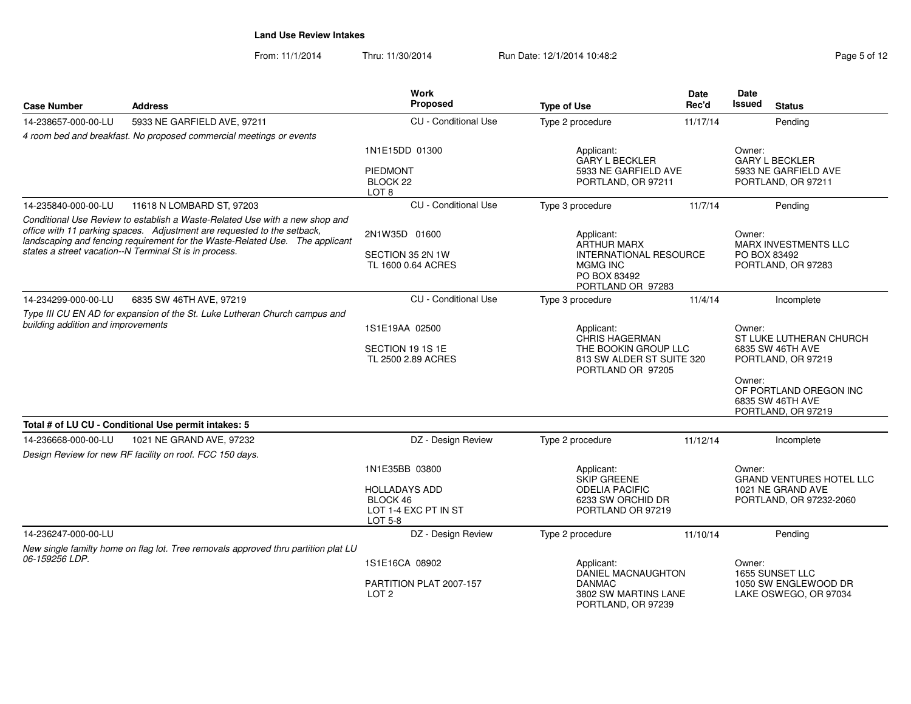**Land Use Review Intakes**

From: 11/1/2014 Thru: 11/30/2014 Run Date: 12/1/2014 10:48:2

| Case Number | Address | Work Proposed | Type of Use | Date Rec'd | Date Issued | Status |
|---|---|---|---|---|---|---|
| 14-238657-000-00-LU | 5933 NE GARFIELD AVE, 97211 | CU - Conditional Use | Type 2 procedure | 11/17/14 | | Pending |
| *4 room bed and breakfast. No proposed commercial meetings or events* | | 1N1E15DD 01300<br><br>PIEDMONT<br>BLOCK 22<br>LOT 8 | Applicant:<br>GARY L BECKLER<br>5933 NE GARFIELD AVE<br>PORTLAND, OR 97211 | | Owner:<br>GARY L BECKLER<br>5933 NE GARFIELD AVE<br>PORTLAND, OR 97211 | |
| 14-235840-000-00-LU | 11618 N LOMBARD ST, 97203 | CU - Conditional Use | Type 3 procedure | 11/7/14 | | Pending |
| *Conditional Use Review to establish a Waste-Related Use with a new shop and office with 11 parking spaces. Adjustment are requested to the setback, landscaping and fencing requirement for the Waste-Related Use. The applicant states a street vacation--N Terminal St is in process.* | | 2N1W35D 01600<br><br>SECTION 35 2N 1W<br>TL 1600 0.64 ACRES | Applicant:<br>ARTHUR MARX<br>INTERNATIONAL RESOURCE<br>MGMG INC<br>PO BOX 83492<br>PORTLAND OR 97283 | | Owner:<br>MARX INVESTMENTS LLC<br>PO BOX 83492<br>PORTLAND, OR 97283 | |
| 14-234299-000-00-LU | 6835 SW 46TH AVE, 97219 | CU - Conditional Use | Type 3 procedure | 11/4/14 | | Incomplete |
| *Type III CU EN AD for expansion of the St. Luke Lutheran Church campus and building addition and improvements* | | 1S1E19AA 02500<br><br>SECTION 19 1S 1E<br>TL 2500 2.89 ACRES | Applicant:<br>CHRIS HAGERMAN<br>THE BOOKIN GROUP LLC<br>813 SW ALDER ST SUITE 320<br>PORTLAND OR 97205 | | Owner:<br>ST LUKE LUTHERAN CHURCH<br>6835 SW 46TH AVE<br>PORTLAND, OR 97219<br><br>Owner:<br>OF PORTLAND OREGON INC<br>6835 SW 46TH AVE<br>PORTLAND, OR 97219 | |
| **Total # of LU CU - Conditional Use permit intakes: 5** | | | | | | |
| 14-236668-000-00-LU | 1021 NE GRAND AVE, 97232 | DZ - Design Review | Type 2 procedure | 11/12/14 | | Incomplete |
| *Design Review for new RF facility on roof. FCC 150 days.* | | 1N1E35BB 03800<br><br>HOLLADAYS ADD<br>BLOCK 46<br>LOT 1-4 EXC PT IN ST<br>LOT 5-8 | Applicant:<br>SKIP GREENE<br>ODELIA PACIFIC<br>6233 SW ORCHID DR<br>PORTLAND OR 97219 | | Owner:<br>GRAND VENTURES HOTEL LLC<br>1021 NE GRAND AVE<br>PORTLAND, OR 97232-2060 | |
| 14-236247-000-00-LU | | DZ - Design Review | Type 2 procedure | 11/10/14 | | Pending |
| *New single familty home on flag lot. Tree removals approved thru partition plat LU 06-159256 LDP.* | | 1S1E16CA 08902<br><br>PARTITION PLAT 2007-157<br>LOT 2 | Applicant:<br>DANIEL MACNAUGHTON<br>DANMAC<br>3802 SW MARTINS LANE<br>PORTLAND, OR 97239 | | Owner:<br>1655 SUNSET LLC<br>1050 SW ENGLEWOOD DR<br>LAKE OSWEGO, OR 97034 | |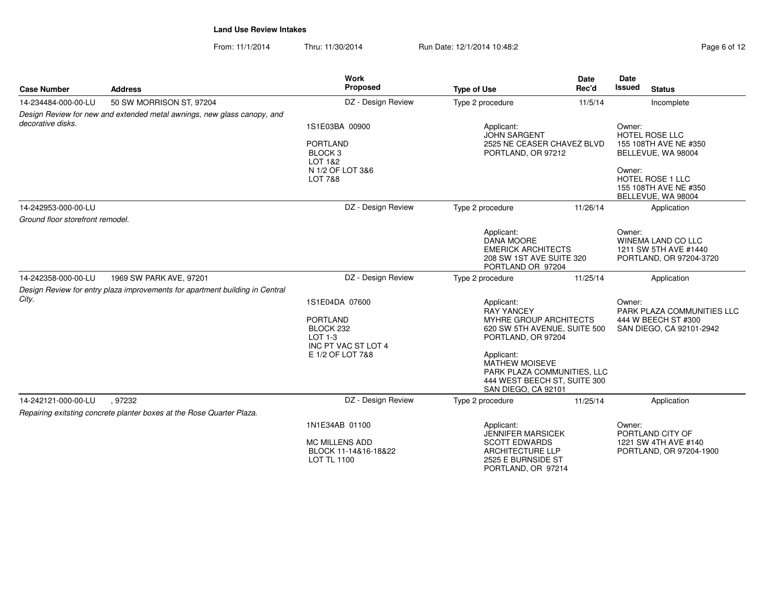## Land Use Review Intakes

From: 11/1/2014 Thru: 11/30/2014 Run Date: 12/1/2014 10:48:2

| Case Number | Address | Work Proposed | Type of Use | Date Rec'd | Date Issued | Status |
|---|---|---|---|---|---|---|
| 14-234484-000-00-LU | 50 SW MORRISON ST, 97204 | DZ - Design Review | Type 2 procedure | 11/5/14 | | Incomplete |
| *Design Review for new and extended metal awnings, new glass canopy, and decorative disks.* | | 1S1E03BA 00900<br><br>PORTLAND<br>BLOCK 3<br>LOT 1&2<br>N 1/2 OF LOT 3&6<br>LOT 7&8 | Applicant:<br>JOHN SARGENT<br>2525 NE CEASER CHAVEZ BLVD<br>PORTLAND, OR 97212 | | Owner:<br>HOTEL ROSE LLC<br>155 108TH AVE NE #350<br>BELLEVUE, WA 98004<br><br>Owner:<br>HOTEL ROSE 1 LLC<br>155 108TH AVE NE #350<br>BELLEVUE, WA 98004 | |
| 14-242953-000-00-LU | | DZ - Design Review | Type 2 procedure | 11/26/14 | | Application |
| *Ground floor storefront remodel.* | | | Applicant:<br>DANA MOORE<br>EMERICK ARCHITECTS<br>208 SW 1ST AVE SUITE 320<br>PORTLAND OR 97204 | | Owner:<br>WINEMA LAND CO LLC<br>1211 SW 5TH AVE #1440<br>PORTLAND, OR 97204-3720 | |
| 14-242358-000-00-LU | 1969 SW PARK AVE, 97201 | DZ - Design Review | Type 2 procedure | 11/25/14 | | Application |
| *Design Review for entry plaza improvements for apartment building in Central City.* | | 1S1E04DA 07600<br><br>PORTLAND<br>BLOCK 232<br>LOT 1-3<br>INC PT VAC ST LOT 4<br>E 1/2 OF LOT 7&8 | Applicant:<br>RAY YANCEY<br>MYHRE GROUP ARCHITECTS<br>620 SW 5TH AVENUE, SUITE 500<br>PORTLAND, OR 97204<br><br>Applicant:<br>MATHEW MOISEVE<br>PARK PLAZA COMMUNITIES, LLC<br>444 WEST BEECH ST, SUITE 300<br>SAN DIEGO, CA 92101 | | Owner:<br>PARK PLAZA COMMUNITIES LLC<br>444 W BEECH ST #300<br>SAN DIEGO, CA 92101-2942 | |
| 14-242121-000-00-LU | , 97232 | DZ - Design Review | Type 2 procedure | 11/25/14 | | Application |
| *Repairing exitsting concrete planter boxes at the Rose Quarter Plaza.* | | 1N1E34AB 01100<br><br>MC MILLENS ADD<br>BLOCK 11-14&16-18&22<br>LOT TL 1100 | Applicant:<br>JENNIFER MARSICEK<br>SCOTT EDWARDS<br>ARCHITECTURE LLP<br>2525 E BURNSIDE ST<br>PORTLAND, OR 97214 | | Owner:<br>PORTLAND CITY OF<br>1221 SW 4TH AVE #140<br>PORTLAND, OR 97204-1900 | |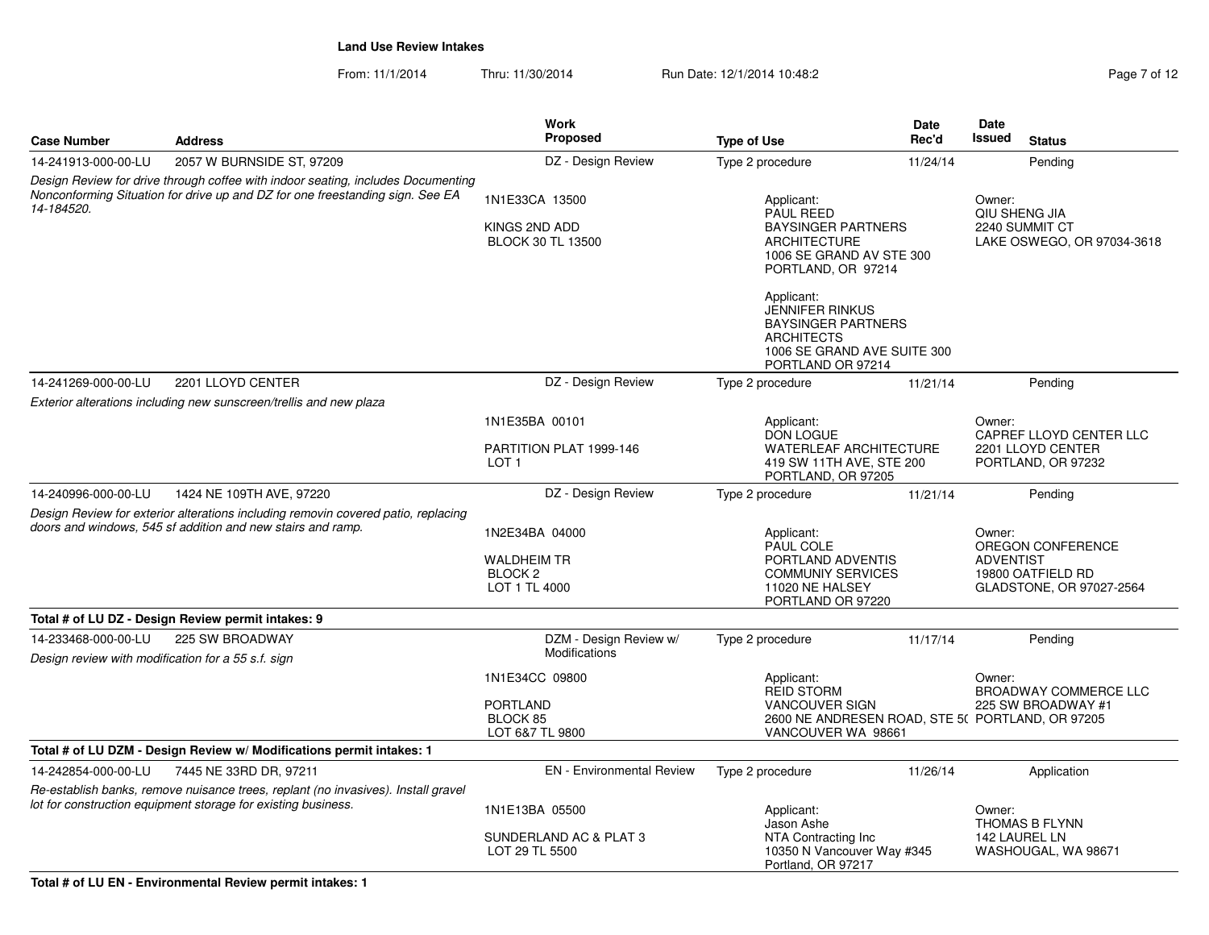## Land Use Review Intakes

From: 11/1/2014 Thru: 11/30/2014 Run Date: 12/1/2014 10:48:2

| Case Number | Address | Work Proposed | Type of Use | Date Rec'd | Date Issued | Status |
|---|---|---|---|---|---|---|
| 14-241913-000-00-LU | 2057 W BURNSIDE ST, 97209 | DZ - Design Review | Type 2 procedure | 11/24/14 | | Pending |
| *Design Review for drive through coffee with indoor seating, includes Documenting Nonconforming Situation for drive up and DZ for one freestanding sign. See EA 14-184520.* | | 1N1E33CA 13500<br><br>KINGS 2ND ADD<br>BLOCK 30 TL 13500 | Applicant:<br>PAUL REED<br>BAYSINGER PARTNERS ARCHITECTURE<br>1006 SE GRAND AV STE 300<br>PORTLAND, OR 97214<br><br>Applicant:<br>JENNIFER RINKUS<br>BAYSINGER PARTNERS ARCHITECTS<br>1006 SE GRAND AVE SUITE 300<br>PORTLAND OR 97214 | | Owner:<br>QIU SHENG JIA<br>2240 SUMMIT CT<br>LAKE OSWEGO, OR 97034-3618 | |
| 14-241269-000-00-LU | 2201 LLOYD CENTER | DZ - Design Review | Type 2 procedure | 11/21/14 | | Pending |
| *Exterior alterations including new sunscreen/trellis and new plaza* | | 1N1E35BA 00101<br><br>PARTITION PLAT 1999-146<br>LOT 1 | Applicant:<br>DON LOGUE<br>WATERLEAF ARCHITECTURE<br>419 SW 11TH AVE, STE 200<br>PORTLAND, OR 97205 | | Owner:<br>CAPREF LLOYD CENTER LLC<br>2201 LLOYD CENTER<br>PORTLAND, OR 97232 | |
| 14-240996-000-00-LU | 1424 NE 109TH AVE, 97220 | DZ - Design Review | Type 2 procedure | 11/21/14 | | Pending |
| *Design Review for exterior alterations including removin covered patio, replacing doors and windows, 545 sf addition and new stairs and ramp.* | | 1N2E34BA 04000<br><br>WALDHEIM TR<br>BLOCK 2<br>LOT 1 TL 4000 | Applicant:<br>PAUL COLE<br>PORTLAND ADVENTIS COMMUNIY SERVICES<br>11020 NE HALSEY<br>PORTLAND OR 97220 | | Owner:<br>OREGON CONFERENCE ADVENTIST<br>19800 OATFIELD RD<br>GLADSTONE, OR 97027-2564 | |
| **Total # of LU DZ - Design Review permit intakes: 9** | | | | | | |
| 14-233468-000-00-LU | 225 SW BROADWAY | DZM - Design Review w/ Modifications | Type 2 procedure | 11/17/14 | | Pending |
| *Design review with modification for a 55 s.f. sign* | | 1N1E34CC 09800<br><br>PORTLAND<br>BLOCK 85<br>LOT 6&7 TL 9800 | Applicant:<br>REID STORM<br>VANCOUVER SIGN<br>2600 NE ANDRESEN ROAD, STE 5(<br>VANCOUVER WA 98661 | | Owner:<br>BROADWAY COMMERCE LLC<br>225 SW BROADWAY #1<br>PORTLAND, OR 97205 | |
| **Total # of LU DZM - Design Review w/ Modifications permit intakes: 1** | | | | | | |
| 14-242854-000-00-LU | 7445 NE 33RD DR, 97211 | EN - Environmental Review | Type 2 procedure | 11/26/14 | | Application |
| *Re-establish banks, remove nuisance trees, replant (no invasives). Install gravel lot for construction equipment storage for existing business.* | | 1N1E13BA 05500<br><br>SUNDERLAND AC & PLAT 3<br>LOT 29 TL 5500 | Applicant:<br>Jason Ashe<br>NTA Contracting Inc<br>10350 N Vancouver Way #345<br>Portland, OR 97217 | | Owner:<br>THOMAS B FLYNN<br>142 LAUREL LN<br>WASHOUGAL, WA 98671 | |
| **Total # of LU EN - Environmental Review permit intakes: 1** | | | | | | |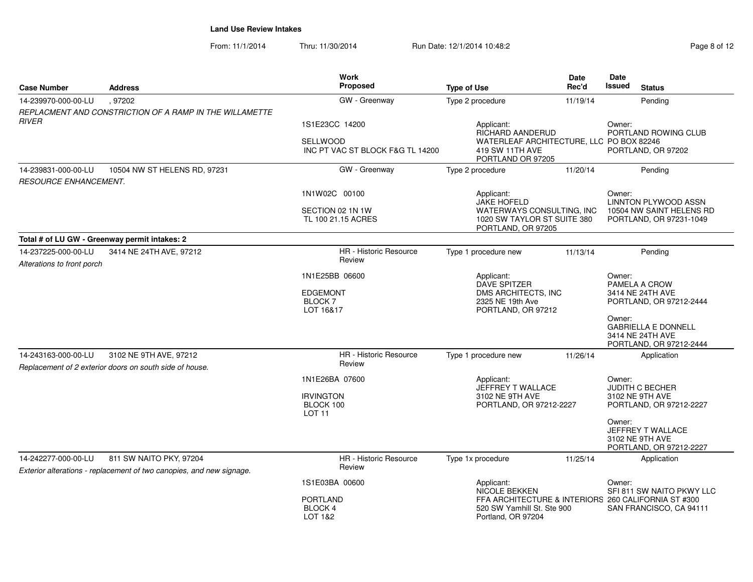**Land Use Review Intakes**

From: 11/1/2014 Thru: 11/30/2014 Run Date: 12/1/2014 10:48:2

| Case Number | Address | Work Proposed | Type of Use | Date Rec'd | Date Issued | Status |
|---|---|---|---|---|---|---|
| 14-239970-000-00-LU | , 97202 | GW - Greenway | Type 2 procedure | 11/19/14 | | Pending |
| *REPLACMENT AND CONSTRICTION OF A RAMP IN THE WILLAMETTE RIVER* | | 1S1E23CC 14200<br>SELLWOOD<br>INC PT VAC ST BLOCK F&G TL 14200 | Applicant:<br>RICHARD AANDERUD<br>WATERLEAF ARCHITECTURE, LLC<br>419 SW 11TH AVE<br>PORTLAND OR 97205 | | Owner:<br>PORTLAND ROWING CLUB<br>PO BOX 82246<br>PORTLAND, OR 97202 | |
| 14-239831-000-00-LU | 10504 NW ST HELENS RD, 97231 | GW - Greenway | Type 2 procedure | 11/20/14 | | Pending |
| *RESOURCE ENHANCEMENT.* | | 1N1W02C 00100<br>SECTION 02 1N 1W<br>TL 100 21.15 ACRES | Applicant:<br>JAKE HOFELD<br>WATERWAYS CONSULTING, INC<br>1020 SW TAYLOR ST SUITE 380<br>PORTLAND, OR 97205 | | Owner:<br>LINNTON PLYWOOD ASSN<br>10504 NW SAINT HELENS RD<br>PORTLAND, OR 97231-1049 | |
| **Total # of LU GW - Greenway permit intakes: 2** | | | | | | |
| 14-237225-000-00-LU | 3414 NE 24TH AVE, 97212 | HR - Historic Resource Review | Type 1 procedure new | 11/13/14 | | Pending |
| *Alterations to front porch* | | 1N1E25BB 06600<br>EDGEMONT<br>BLOCK 7<br>LOT 16&17 | Applicant:<br>DAVE SPITZER<br>DMS ARCHITECTS, INC<br>2325 NE 19th Ave<br>PORTLAND, OR 97212 | | Owner:<br>PAMELA A CROW<br>3414 NE 24TH AVE<br>PORTLAND, OR 97212-2444<br>Owner:<br>GABRIELLA E DONNELL<br>3414 NE 24TH AVE<br>PORTLAND, OR 97212-2444 | |
| 14-243163-000-00-LU | 3102 NE 9TH AVE, 97212 | HR - Historic Resource Review | Type 1 procedure new | 11/26/14 | | Application |
| *Replacement of 2 exterior doors on south side of house.* | | 1N1E26BA 07600<br>IRVINGTON<br>BLOCK 100<br>LOT 11 | Applicant:<br>JEFFREY T WALLACE<br>3102 NE 9TH AVE<br>PORTLAND, OR 97212-2227 | | Owner:<br>JUDITH C BECHER<br>3102 NE 9TH AVE<br>PORTLAND, OR 97212-2227<br>Owner:<br>JEFFREY T WALLACE<br>3102 NE 9TH AVE<br>PORTLAND, OR 97212-2227 | |
| 14-242277-000-00-LU | 811 SW NAITO PKY, 97204 | HR - Historic Resource Review | Type 1x procedure | 11/25/14 | | Application |
| *Exterior alterations - replacement of two canopies, and new signage.* | | 1S1E03BA 00600<br>PORTLAND<br>BLOCK 4<br>LOT 1&2 | Applicant:<br>NICOLE BEKKEN<br>FFA ARCHITECTURE & INTERIORS<br>520 SW Yamhill St. Ste 900<br>Portland, OR 97204 | | Owner:<br>SFI 811 SW NAITO PKWY LLC<br>260 CALIFORNIA ST #300<br>SAN FRANCISCO, CA 94111 | |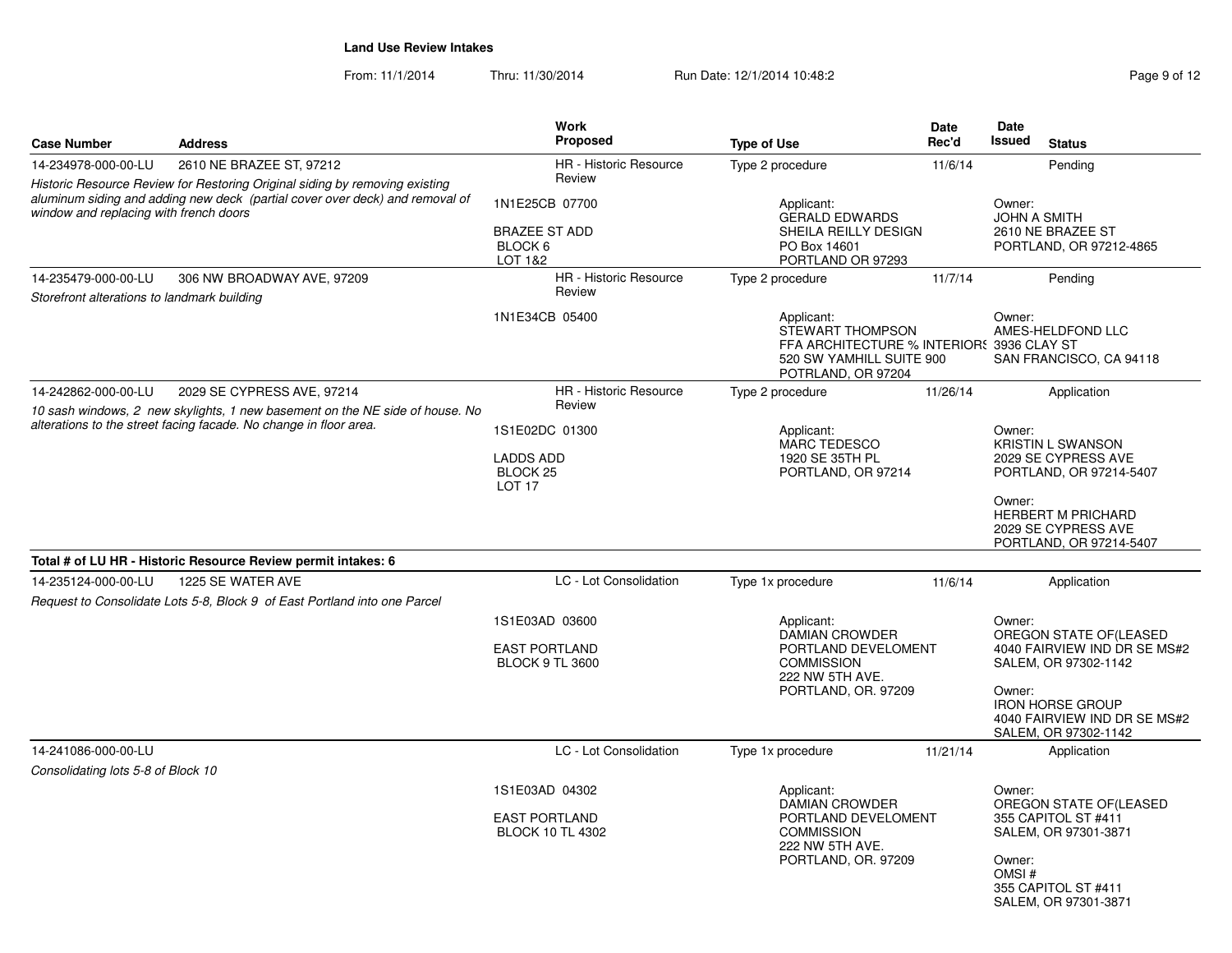**Land Use Review Intakes**

From: 11/1/2014 Thru: 11/30/2014 Run Date: 12/1/2014 10:48:2

| Case Number | Address | Work Proposed | Type of Use | Date Rec'd | Date Issued | Status |
|---|---|---|---|---|---|---|
| 14-234978-000-00-LU | 2610 NE BRAZEE ST, 97212 | HR - Historic Resource Review | Type 2 procedure | 11/6/14 | | Pending |
| *Historic Resource Review for Restoring Original siding by removing existing aluminum siding and adding new deck (partial cover over deck) and removal of window and replacing with french doors* | | 1N1E25CB 07700<br><br>BRAZEE ST ADD<br>BLOCK 6<br>LOT 1&2 | Applicant:<br>GERALD EDWARDS<br>SHEILA REILLY DESIGN<br>PO Box 14601<br>PORTLAND OR 97293 | | Owner:<br>JOHN A SMITH<br>2610 NE BRAZEE ST<br>PORTLAND, OR 97212-4865 | |
| 14-235479-000-00-LU | 306 NW BROADWAY AVE, 97209 | HR - Historic Resource Review | Type 2 procedure | 11/7/14 | | Pending |
| *Storefront alterations to landmark building* | | 1N1E34CB 05400 | Applicant:<br>STEWART THOMPSON<br>FFA ARCHITECTURE % INTERIORS<br>520 SW YAMHILL SUITE 900<br>POTRLAND, OR 97204 | | Owner:<br>AMES-HELDFOND LLC<br>3936 CLAY ST<br>SAN FRANCISCO, CA 94118 | |
| 14-242862-000-00-LU | 2029 SE CYPRESS AVE, 97214 | HR - Historic Resource Review | Type 2 procedure | 11/26/14 | | Application |
| *10 sash windows, 2 new skylights, 1 new basement on the NE side of house. No alterations to the street facing facade. No change in floor area.* | | 1S1E02DC 01300<br><br>LADDS ADD<br>BLOCK 25<br>LOT 17 | Applicant:<br>MARC TEDESCO<br>1920 SE 35TH PL<br>PORTLAND, OR 97214 | | Owner:<br>KRISTIN L SWANSON<br>2029 SE CYPRESS AVE<br>PORTLAND, OR 97214-5407<br><br>Owner:<br>HERBERT M PRICHARD<br>2029 SE CYPRESS AVE<br>PORTLAND, OR 97214-5407 | |
| **Total # of LU HR - Historic Resource Review permit intakes: 6** | | | | | | |
| 14-235124-000-00-LU | 1225 SE WATER AVE | LC - Lot Consolidation | Type 1x procedure | 11/6/14 | | Application |
| *Request to Consolidate Lots 5-8, Block 9 of East Portland into one Parcel* | | 1S1E03AD 03600<br><br>EAST PORTLAND<br>BLOCK 9 TL 3600 | Applicant:<br>DAMIAN CROWDER<br>PORTLAND DEVELOMENT COMMISSION<br>222 NW 5TH AVE.<br>PORTLAND, OR. 97209 | | Owner:<br>OREGON STATE OF(LEASED<br>4040 FAIRVIEW IND DR SE MS#2<br>SALEM, OR 97302-1142<br><br>Owner:<br>IRON HORSE GROUP<br>4040 FAIRVIEW IND DR SE MS#2<br>SALEM, OR 97302-1142 | |
| 14-241086-000-00-LU | | LC - Lot Consolidation | Type 1x procedure | 11/21/14 | | Application |
| *Consolidating lots 5-8 of Block 10* | | 1S1E03AD 04302<br><br>EAST PORTLAND<br>BLOCK 10 TL 4302 | Applicant:<br>DAMIAN CROWDER<br>PORTLAND DEVELOMENT COMMISSION<br>222 NW 5TH AVE.<br>PORTLAND, OR. 97209 | | Owner:<br>OREGON STATE OF(LEASED<br>355 CAPITOL ST #411<br>SALEM, OR 97301-3871<br><br>Owner:<br>OMSI #<br>355 CAPITOL ST #411<br>SALEM, OR 97301-3871 | |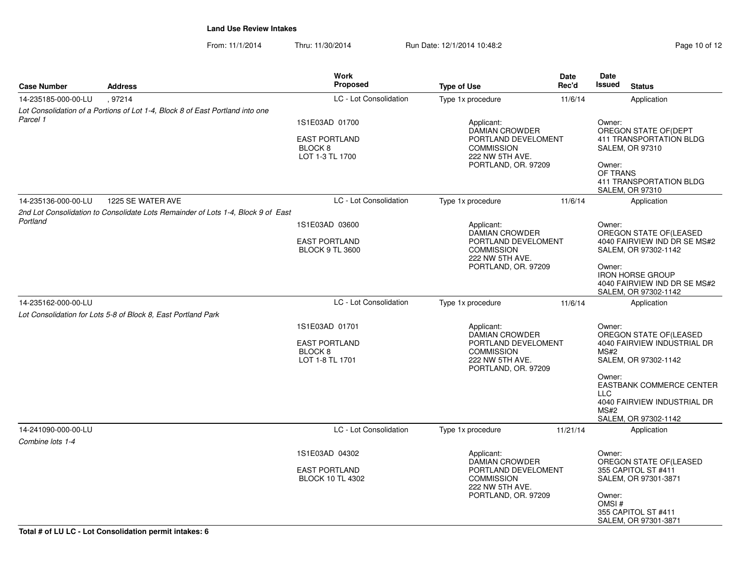**Land Use Review Intakes**

From: 11/1/2014 Thru: 11/30/2014 Run Date: 12/1/2014 10:48:2

| Case Number | Address | Work Proposed | Type of Use | Date Rec'd | Date Issued | Status |
|---|---|---|---|---|---|---|
| 14-235185-000-00-LU | , 97214 | LC - Lot Consolidation | Type 1x procedure | 11/6/14 | | Application |

*Lot Consolidation of a Portions of Lot 1-4, Block 8 of East Portland into one Parcel 1*

1S1E03AD 01700
EAST PORTLAND
BLOCK 8
LOT 1-3 TL 1700

Applicant:
DAMIAN CROWDER
PORTLAND DEVELOMENT COMMISSION
222 NW 5TH AVE.
PORTLAND, OR. 97209

Owner:
OREGON STATE OF(DEPT
411 TRANSPORTATION BLDG
SALEM, OR 97310

Owner:
OF TRANS
411 TRANSPORTATION BLDG
SALEM, OR 97310

| Case Number | Address | Work Proposed | Type of Use | Date Rec'd | Date Issued | Status |
|---|---|---|---|---|---|---|
| 14-235136-000-00-LU | 1225 SE WATER AVE | LC - Lot Consolidation | Type 1x procedure | 11/6/14 | | Application |

*2nd Lot Consolidation to Consolidate Lots Remainder of Lots 1-4, Block 9 of East Portland*

1S1E03AD 03600
EAST PORTLAND
BLOCK 9 TL 3600

Applicant:
DAMIAN CROWDER
PORTLAND DEVELOMENT COMMISSION
222 NW 5TH AVE.
PORTLAND, OR. 97209

Owner:
OREGON STATE OF(LEASED
4040 FAIRVIEW IND DR SE MS#2
SALEM, OR 97302-1142

Owner:
IRON HORSE GROUP
4040 FAIRVIEW IND DR SE MS#2
SALEM, OR 97302-1142

| Case Number | Address | Work Proposed | Type of Use | Date Rec'd | Date Issued | Status |
|---|---|---|---|---|---|---|
| 14-235162-000-00-LU | | LC - Lot Consolidation | Type 1x procedure | 11/6/14 | | Application |

*Lot Consolidation for Lots 5-8 of Block 8, East Portland Park*

1S1E03AD 01701
EAST PORTLAND
BLOCK 8
LOT 1-8 TL 1701

Applicant:
DAMIAN CROWDER
PORTLAND DEVELOMENT COMMISSION
222 NW 5TH AVE.
PORTLAND, OR. 97209

Owner:
OREGON STATE OF(LEASED
4040 FAIRVIEW INDUSTRIAL DR MS#2
SALEM, OR 97302-1142

Owner:
EASTBANK COMMERCE CENTER LLC
4040 FAIRVIEW INDUSTRIAL DR MS#2
SALEM, OR 97302-1142

| Case Number | Address | Work Proposed | Type of Use | Date Rec'd | Date Issued | Status |
|---|---|---|---|---|---|---|
| 14-241090-000-00-LU | | LC - Lot Consolidation | Type 1x procedure | 11/21/14 | | Application |

*Combine lots 1-4*

1S1E03AD 04302
EAST PORTLAND
BLOCK 10 TL 4302

Applicant:
DAMIAN CROWDER
PORTLAND DEVELOMENT COMMISSION
222 NW 5TH AVE.
PORTLAND, OR. 97209

Owner:
OREGON STATE OF(LEASED
355 CAPITOL ST #411
SALEM, OR 97301-3871

Owner:
OMSI #
355 CAPITOL ST #411
SALEM, OR 97301-3871

**Total # of LU LC - Lot Consolidation permit intakes: 6**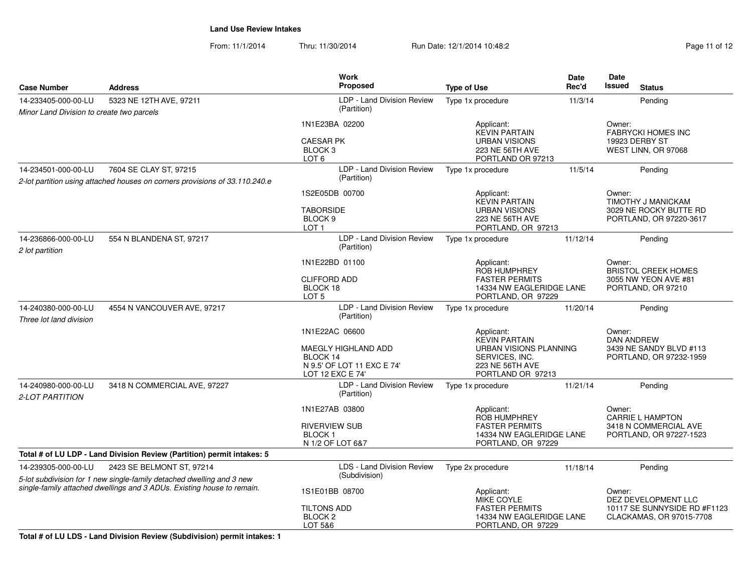**Land Use Review Intakes**

From: 11/1/2014 Thru: 11/30/2014 Run Date: 12/1/2014 10:48:2

| Case Number | Address | Work Proposed | Type of Use | Date Rec'd | Date Issued | Status |
|---|---|---|---|---|---|---|
| 14-233405-000-00-LU | 5323 NE 12TH AVE, 97211 | LDP - Land Division Review (Partition) | Type 1x procedure | 11/3/14 | | Pending |
| *Minor Land Division to create two parcels* | | 1N1E23BA 02200<br>CAESAR PK<br>BLOCK 3<br>LOT 6 | Applicant:<br>KEVIN PARTAIN<br>URBAN VISIONS<br>223 NE 56TH AVE<br>PORTLAND OR 97213 | | Owner:<br>FABRYCKI HOMES INC<br>19923 DERBY ST<br>WEST LINN, OR 97068 | |
| 14-234501-000-00-LU | 7604 SE CLAY ST, 97215 | LDP - Land Division Review (Partition) | Type 1x procedure | 11/5/14 | | Pending |
| *2-lot partition using attached houses on corners provisions of 33.110.240.e* | | 1S2E05DB 00700<br>TABORSIDE<br>BLOCK 9<br>LOT 1 | Applicant:<br>KEVIN PARTAIN<br>URBAN VISIONS<br>223 NE 56TH AVE<br>PORTLAND, OR 97213 | | Owner:<br>TIMOTHY J MANICKAM<br>3029 NE ROCKY BUTTE RD<br>PORTLAND, OR 97220-3617 | |
| 14-236866-000-00-LU | 554 N BLANDENA ST, 97217 | LDP - Land Division Review (Partition) | Type 1x procedure | 11/12/14 | | Pending |
| *2 lot partition* | | 1N1E22BD 01100<br>CLIFFORD ADD<br>BLOCK 18<br>LOT 5 | Applicant:<br>ROB HUMPHREY<br>FASTER PERMITS<br>14334 NW EAGLERIDGE LANE<br>PORTLAND, OR 97229 | | Owner:<br>BRISTOL CREEK HOMES<br>3055 NW YEON AVE #81<br>PORTLAND, OR 97210 | |
| 14-240380-000-00-LU | 4554 N VANCOUVER AVE, 97217 | LDP - Land Division Review (Partition) | Type 1x procedure | 11/20/14 | | Pending |
| *Three lot land division* | | 1N1E22AC 06600<br>MAEGLY HIGHLAND ADD<br>BLOCK 14<br>N 9.5' OF LOT 11 EXC E 74'<br>LOT 12 EXC E 74' | Applicant:<br>KEVIN PARTAIN<br>URBAN VISIONS PLANNING SERVICES, INC.<br>223 NE 56TH AVE<br>PORTLAND OR 97213 | | Owner:<br>DAN ANDREW<br>3439 NE SANDY BLVD #113<br>PORTLAND, OR 97232-1959 | |
| 14-240980-000-00-LU | 3418 N COMMERCIAL AVE, 97227 | LDP - Land Division Review (Partition) | Type 1x procedure | 11/21/14 | | Pending |
| *2-LOT PARTITION* | | 1N1E27AB 03800<br>RIVERVIEW SUB<br>BLOCK 1<br>N 1/2 OF LOT 6&7 | Applicant:<br>ROB HUMPHREY<br>FASTER PERMITS<br>14334 NW EAGLERIDGE LANE<br>PORTLAND, OR 97229 | | Owner:<br>CARRIE L HAMPTON<br>3418 N COMMERCIAL AVE<br>PORTLAND, OR 97227-1523 | |

**Total # of LU LDP - Land Division Review (Partition) permit intakes: 5**

| Case Number | Address | Work Proposed | Type of Use | Date Rec'd | Date Issued | Status |
|---|---|---|---|---|---|---|
| 14-239305-000-00-LU | 2423 SE BELMONT ST, 97214 | LDS - Land Division Review (Subdivision) | Type 2x procedure | 11/18/14 | | Pending |
| *5-lot subdivision for 1 new single-family detached dwelling and 3 new single-family attached dwellings and 3 ADUs. Existing house to remain.* | | 1S1E01BB 08700<br>TILTONS ADD<br>BLOCK 2<br>LOT 5&6 | Applicant:<br>MIKE COYLE<br>FASTER PERMITS<br>14334 NW EAGLERIDGE LANE<br>PORTLAND, OR 97229 | | Owner:<br>DEZ DEVELOPMENT LLC<br>10117 SE SUNNYSIDE RD #F1123<br>CLACKAMAS, OR 97015-7708 | |

**Total # of LU LDS - Land Division Review (Subdivision) permit intakes: 1**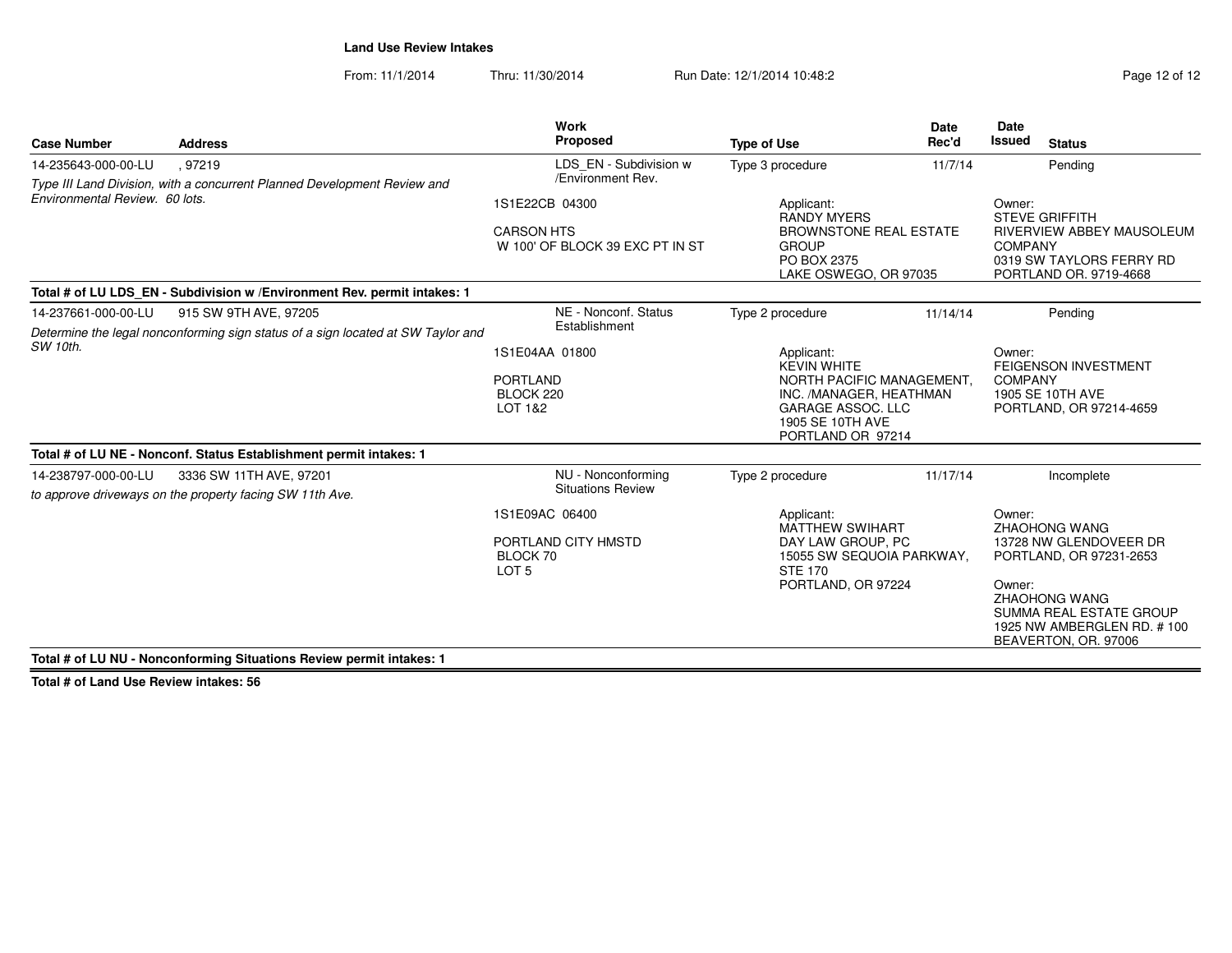**Land Use Review Intakes**

From: 11/1/2014 Thru: 11/30/2014 Run Date: 12/1/2014 10:48:2

| Case Number | Address | Work Proposed | Type of Use | Date Rec'd | Date Issued | Status |
|---|---|---|---|---|---|---|
| 14-235643-000-00-LU | , 97219 | LDS_EN - Subdivision w /Environment Rev. | Type 3 procedure | 11/7/14 | | Pending |
| *Type III Land Division, with a concurrent Planned Development Review and Environmental Review. 60 lots.* | | 1S1E22CB 04300<br>CARSON HTS<br>W 100' OF BLOCK 39 EXC PT IN ST | Applicant:<br>RANDY MYERS<br>BROWNSTONE REAL ESTATE GROUP<br>PO BOX 2375<br>LAKE OSWEGO, OR 97035 | | Owner:<br>STEVE GRIFFITH<br>RIVERVIEW ABBEY MAUSOLEUM COMPANY<br>0319 SW TAYLORS FERRY RD<br>PORTLAND OR. 9719-4668 | |
| **Total # of LU LDS_EN - Subdivision w /Environment Rev. permit intakes: 1** | | | | | | |
| 14-237661-000-00-LU | 915 SW 9TH AVE, 97205 | NE - Nonconf. Status Establishment | Type 2 procedure | 11/14/14 | | Pending |
| *Determine the legal nonconforming sign status of a sign located at SW Taylor and SW 10th.* | | 1S1E04AA 01800<br>PORTLAND<br>BLOCK 220<br>LOT 1&2 | Applicant:<br>KEVIN WHITE<br>NORTH PACIFIC MANAGEMENT, INC. /MANAGER, HEATHMAN GARAGE ASSOC. LLC<br>1905 SE 10TH AVE<br>PORTLAND OR 97214 | | Owner:<br>FEIGENSON INVESTMENT COMPANY<br>1905 SE 10TH AVE<br>PORTLAND, OR 97214-4659 | |
| **Total # of LU NE - Nonconf. Status Establishment permit intakes: 1** | | | | | | |
| 14-238797-000-00-LU | 3336 SW 11TH AVE, 97201 | NU - Nonconforming Situations Review | Type 2 procedure | 11/17/14 | | Incomplete |
| *to approve driveways on the property facing SW 11th Ave.* | | 1S1E09AC 06400<br>PORTLAND CITY HMSTD<br>BLOCK 70<br>LOT 5 | Applicant:<br>MATTHEW SWIHART<br>DAY LAW GROUP, PC<br>15055 SW SEQUOIA PARKWAY, STE 170<br>PORTLAND, OR 97224 | | Owner:<br>ZHAOHONG WANG<br>13728 NW GLENDOVEER DR<br>PORTLAND, OR 97231-2653<br>Owner:<br>ZHAOHONG WANG<br>SUMMA REAL ESTATE GROUP<br>1925 NW AMBERGLEN RD. # 100<br>BEAVERTON, OR. 97006 | |
| **Total # of LU NU - Nonconforming Situations Review permit intakes: 1** | | | | | | |

**Total # of Land Use Review intakes: 56**